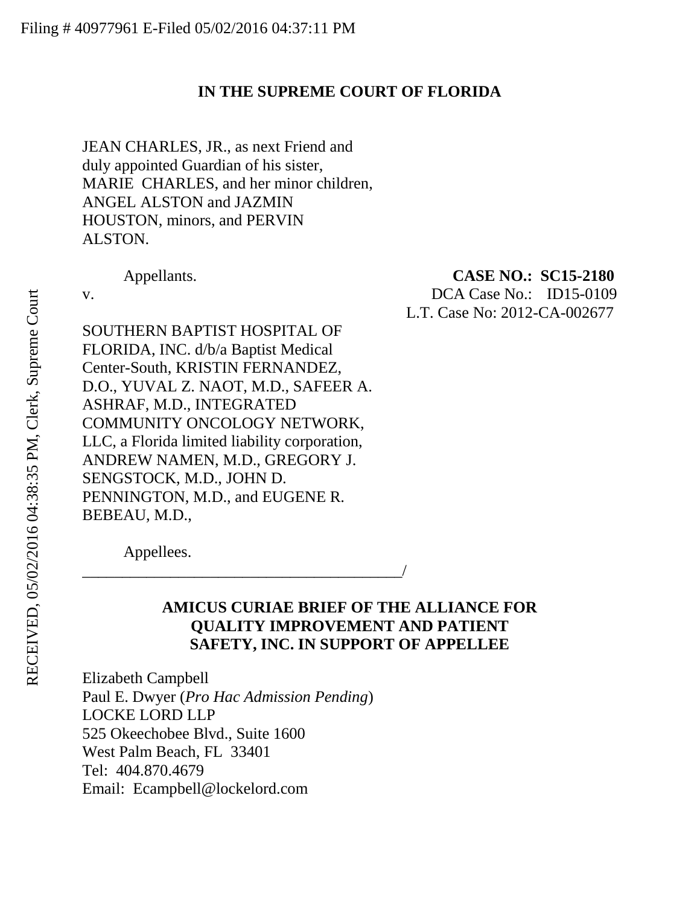Filing # 40977961 E-Filed 05/02/2016 04:37:11 PM

RECEIVED, 05/02/2016 04:38:35 PM, Clerk, Supreme Court

**IN THE SUPREME COURT OF FLORIDA**

JEAN CHARLES, JR., as next Friend and duly appointed Guardian of his sister, MARIE CHARLES, and her minor children, ANGEL ALSTON and JAZMIN HOUSTON, minors, and PERVIN ALSTON.

Appellants.

v.

**CASE NO.: SC15-2180**
DCA Case No.: ID15-0109
L.T. Case No: 2012-CA-002677

SOUTHERN BAPTIST HOSPITAL OF FLORIDA, INC. d/b/a Baptist Medical Center-South, KRISTIN FERNANDEZ, D.O., YUVAL Z. NAOT, M.D., SAFEER A. ASHRAF, M.D., INTEGRATED COMMUNITY ONCOLOGY NETWORK, LLC, a Florida limited liability corporation, ANDREW NAMEN, M.D., GREGORY J. SENGSTOCK, M.D., JOHN D. PENNINGTON, M.D., and EUGENE R. BEBEAU, M.D.,

Appellees.

_________________________________________/

**AMICUS CURIAE BRIEF OF THE ALLIANCE FOR QUALITY IMPROVEMENT AND PATIENT SAFETY, INC. IN SUPPORT OF APPELLEE**

Elizabeth Campbell
Paul E. Dwyer (*Pro Hac Admission Pending*)
LOCKE LORD LLP
525 Okeechobee Blvd., Suite 1600
West Palm Beach, FL 33401
Tel: 404.870.4679
Email: Ecampbell@lockelord.com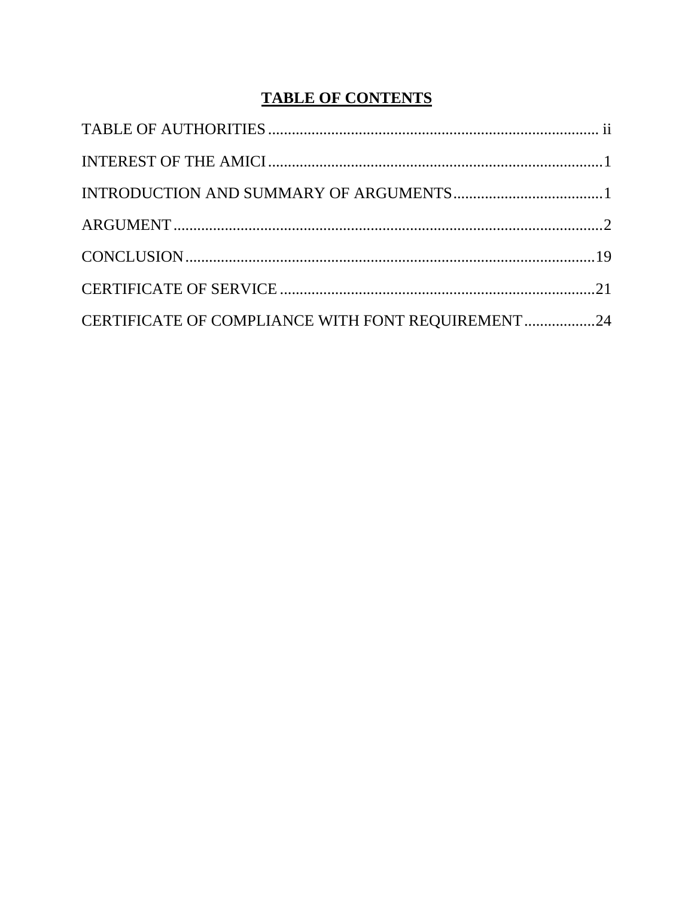# TABLE OF CONTENTS

TABLE OF AUTHORITIES ........................................................................................ ii

INTEREST OF THE AMICI ........................................................................................ 1

INTRODUCTION AND SUMMARY OF ARGUMENTS ........................................ 1

ARGUMENT ............................................................................................................... 2

CONCLUSION .......................................................................................................... 19

CERTIFICATE OF SERVICE ................................................................................. 21

CERTIFICATE OF COMPLIANCE WITH FONT REQUIREMENT .................. 24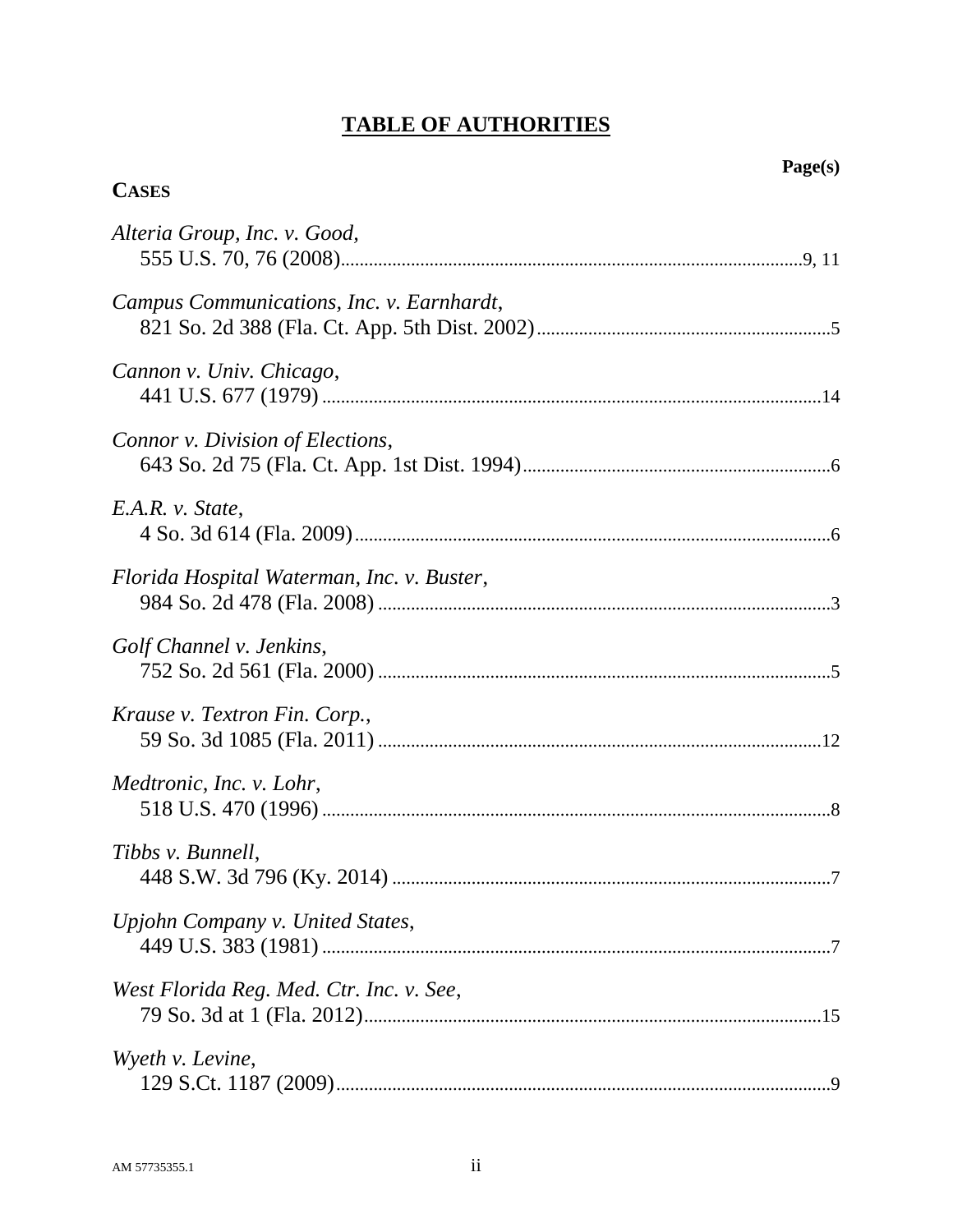# TABLE OF AUTHORITIES

**Page(s)**

**CASES**

*Alteria Group, Inc. v. Good*,
555 U.S. 70, 76 (2008) ........ 9, 11

*Campus Communications, Inc. v. Earnhardt*,
821 So. 2d 388 (Fla. Ct. App. 5th Dist. 2002) ........ 5

*Cannon v. Univ. Chicago*,
441 U.S. 677 (1979) ........ 14

*Connor v. Division of Elections*,
643 So. 2d 75 (Fla. Ct. App. 1st Dist. 1994) ........ 6

*E.A.R. v. State*,
4 So. 3d 614 (Fla. 2009) ........ 6

*Florida Hospital Waterman, Inc. v. Buster*,
984 So. 2d 478 (Fla. 2008) ........ 3

*Golf Channel v. Jenkins*,
752 So. 2d 561 (Fla. 2000) ........ 5

*Krause v. Textron Fin. Corp.*,
59 So. 3d 1085 (Fla. 2011) ........ 12

*Medtronic, Inc. v. Lohr*,
518 U.S. 470 (1996) ........ 8

*Tibbs v. Bunnell*,
448 S.W. 3d 796 (Ky. 2014) ........ 7

*Upjohn Company v. United States*,
449 U.S. 383 (1981) ........ 7

*West Florida Reg. Med. Ctr. Inc. v. See*,
79 So. 3d at 1 (Fla. 2012) ........ 15

*Wyeth v. Levine*,
129 S.Ct. 1187 (2009) ........ 9

AM 57735355.1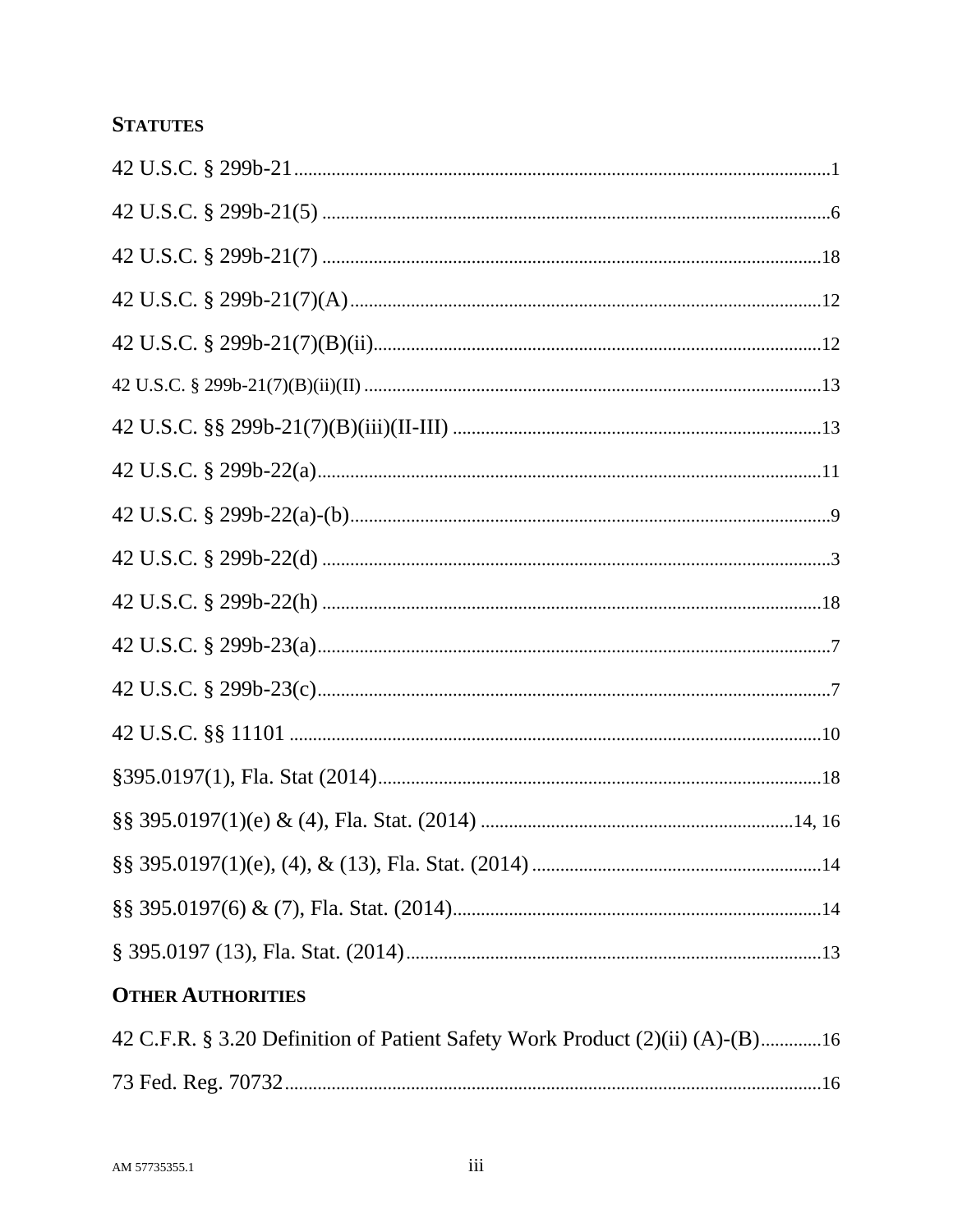**STATUTES**

42 U.S.C. § 299b-21 .......................................................................................................1

42 U.S.C. § 299b-21(5) ...................................................................................................6

42 U.S.C. § 299b-21(7) ...................................................................................................18

42 U.S.C. § 299b-21(7)(A) .............................................................................................12

42 U.S.C. § 299b-21(7)(B)(ii) ..........................................................................................12

42 U.S.C. § 299b-21(7)(B)(ii)(II) ....................................................................................13

42 U.S.C. §§ 299b-21(7)(B)(iii)(II-III) ...........................................................................13

42 U.S.C. § 299b-22(a) ...................................................................................................11

42 U.S.C. § 299b-22(a)-(b) ...............................................................................................9

42 U.S.C. § 299b-22(d) ....................................................................................................3

42 U.S.C. § 299b-22(h) ...................................................................................................18

42 U.S.C. § 299b-23(a) .....................................................................................................7

42 U.S.C. § 299b-23(c) .....................................................................................................7

42 U.S.C. §§ 11101 .........................................................................................................10

§395.0197(1), Fla. Stat (2014) ........................................................................................18

§§ 395.0197(1)(e) & (4), Fla. Stat. (2014) ...............................................................14, 16

§§ 395.0197(1)(e), (4), & (13), Fla. Stat. (2014) ...........................................................14

§§ 395.0197(6) & (7), Fla. Stat. (2014) ..........................................................................14

§ 395.0197 (13), Fla. Stat. (2014) ..................................................................................13

**OTHER AUTHORITIES**

42 C.F.R. § 3.20 Definition of Patient Safety Work Product (2)(ii) (A)-(B) ....................16

73 Fed. Reg. 70732 ..........................................................................................................16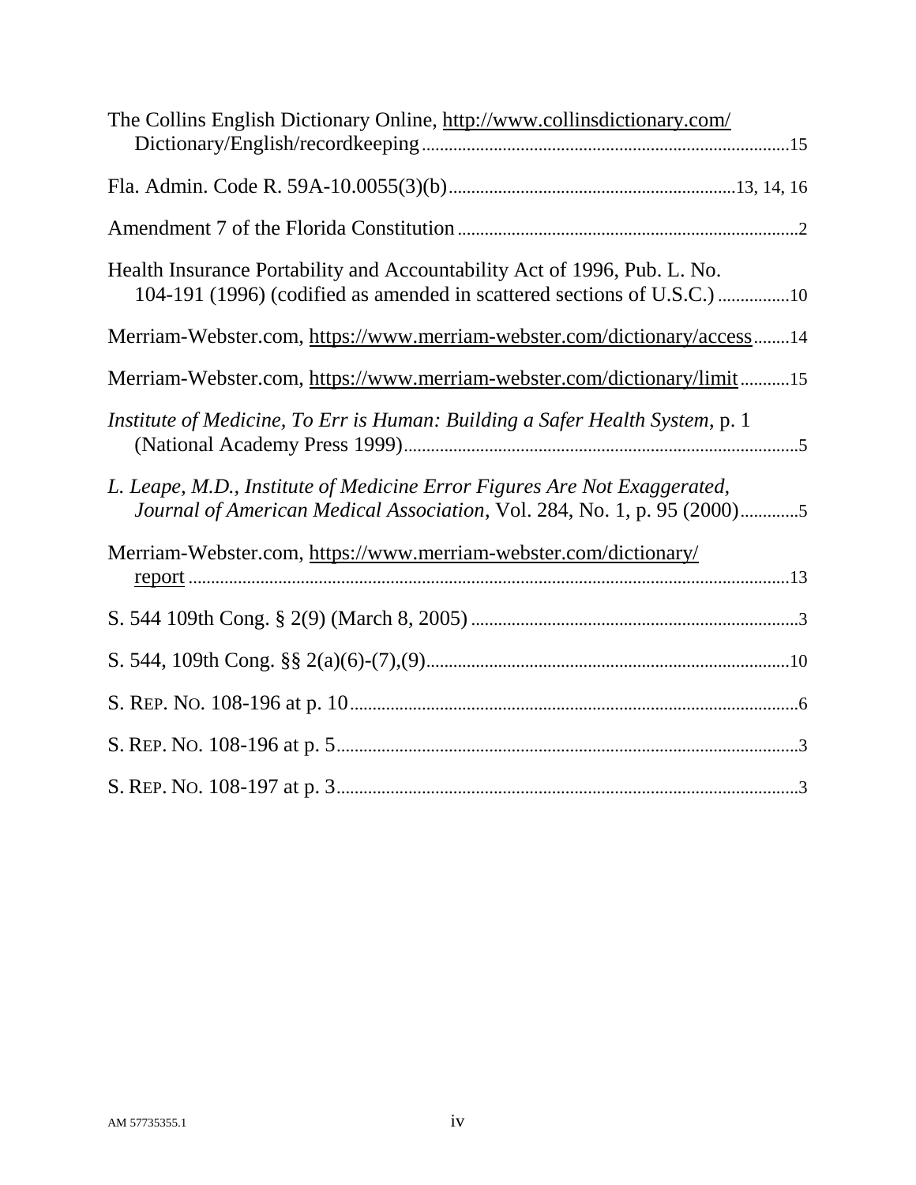The Collins English Dictionary Online, http://www.collinsdictionary.com/Dictionary/English/recordkeeping ....................15

Fla. Admin. Code R. 59A-10.0055(3)(b) ....................13, 14, 16

Amendment 7 of the Florida Constitution ....................2

Health Insurance Portability and Accountability Act of 1996, Pub. L. No. 104-191 (1996) (codified as amended in scattered sections of U.S.C.) ....................10

Merriam-Webster.com, https://www.merriam-webster.com/dictionary/access ....................14

Merriam-Webster.com, https://www.merriam-webster.com/dictionary/limit ....................15

*Institute of Medicine, To Err is Human: Building a Safer Health System*, p. 1 (National Academy Press 1999) ....................5

*L. Leape, M.D., Institute of Medicine Error Figures Are Not Exaggerated, Journal of American Medical Association*, Vol. 284, No. 1, p. 95 (2000) ....................5

Merriam-Webster.com, https://www.merriam-webster.com/dictionary/report ....................13

S. 544 109th Cong. § 2(9) (March 8, 2005) ....................3

S. 544, 109th Cong. §§ 2(a)(6)-(7),(9) ....................10

S. REP. NO. 108-196 at p. 10 ....................6

S. REP. NO. 108-196 at p. 5 ....................3

S. REP. NO. 108-197 at p. 3 ....................3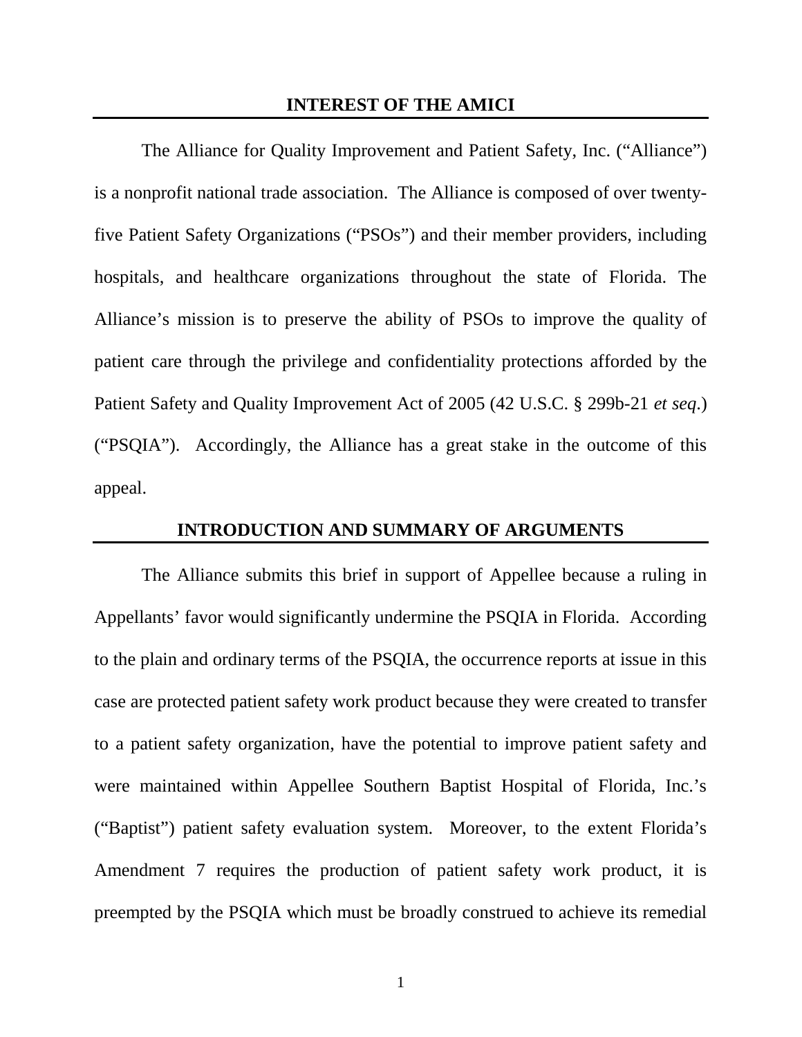## INTEREST OF THE AMICI

The Alliance for Quality Improvement and Patient Safety, Inc. ("Alliance") is a nonprofit national trade association. The Alliance is composed of over twenty-five Patient Safety Organizations ("PSOs") and their member providers, including hospitals, and healthcare organizations throughout the state of Florida. The Alliance's mission is to preserve the ability of PSOs to improve the quality of patient care through the privilege and confidentiality protections afforded by the Patient Safety and Quality Improvement Act of 2005 (42 U.S.C. § 299b-21 *et seq.*) ("PSQIA"). Accordingly, the Alliance has a great stake in the outcome of this appeal.

## INTRODUCTION AND SUMMARY OF ARGUMENTS

The Alliance submits this brief in support of Appellee because a ruling in Appellants' favor would significantly undermine the PSQIA in Florida. According to the plain and ordinary terms of the PSQIA, the occurrence reports at issue in this case are protected patient safety work product because they were created to transfer to a patient safety organization, have the potential to improve patient safety and were maintained within Appellee Southern Baptist Hospital of Florida, Inc.'s ("Baptist") patient safety evaluation system. Moreover, to the extent Florida's Amendment 7 requires the production of patient safety work product, it is preempted by the PSQIA which must be broadly construed to achieve its remedial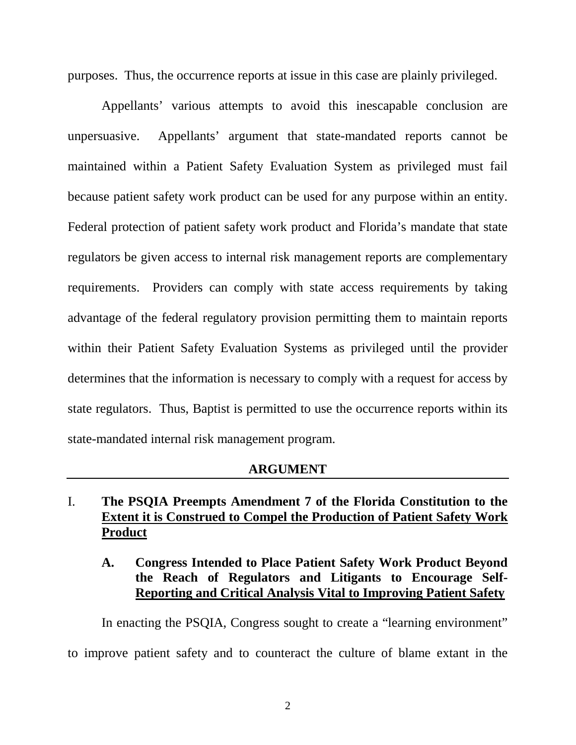purposes. Thus, the occurrence reports at issue in this case are plainly privileged.

Appellants' various attempts to avoid this inescapable conclusion are unpersuasive. Appellants' argument that state-mandated reports cannot be maintained within a Patient Safety Evaluation System as privileged must fail because patient safety work product can be used for any purpose within an entity. Federal protection of patient safety work product and Florida's mandate that state regulators be given access to internal risk management reports are complementary requirements. Providers can comply with state access requirements by taking advantage of the federal regulatory provision permitting them to maintain reports within their Patient Safety Evaluation Systems as privileged until the provider determines that the information is necessary to comply with a request for access by state regulators. Thus, Baptist is permitted to use the occurrence reports within its state-mandated internal risk management program.

## ARGUMENT

### I. The PSQIA Preempts Amendment 7 of the Florida Constitution to the Extent it is Construed to Compel the Production of Patient Safety Work Product

#### A. Congress Intended to Place Patient Safety Work Product Beyond the Reach of Regulators and Litigants to Encourage Self-Reporting and Critical Analysis Vital to Improving Patient Safety

In enacting the PSQIA, Congress sought to create a "learning environment" to improve patient safety and to counteract the culture of blame extant in the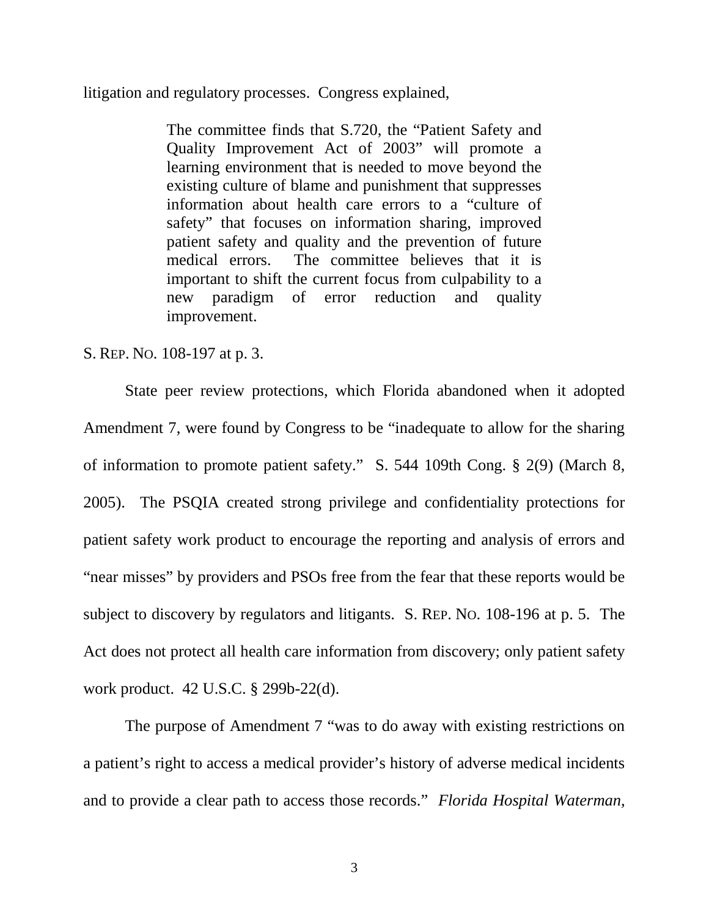litigation and regulatory processes. Congress explained,

> The committee finds that S.720, the "Patient Safety and Quality Improvement Act of 2003" will promote a learning environment that is needed to move beyond the existing culture of blame and punishment that suppresses information about health care errors to a "culture of safety" that focuses on information sharing, improved patient safety and quality and the prevention of future medical errors. The committee believes that it is important to shift the current focus from culpability to a new paradigm of error reduction and quality improvement.

S. REP. NO. 108-197 at p. 3.

State peer review protections, which Florida abandoned when it adopted Amendment 7, were found by Congress to be "inadequate to allow for the sharing of information to promote patient safety." S. 544 109th Cong. § 2(9) (March 8, 2005). The PSQIA created strong privilege and confidentiality protections for patient safety work product to encourage the reporting and analysis of errors and "near misses" by providers and PSOs free from the fear that these reports would be subject to discovery by regulators and litigants. S. REP. NO. 108-196 at p. 5. The Act does not protect all health care information from discovery; only patient safety work product. 42 U.S.C. § 299b-22(d).

The purpose of Amendment 7 "was to do away with existing restrictions on a patient's right to access a medical provider's history of adverse medical incidents and to provide a clear path to access those records." *Florida Hospital Waterman,*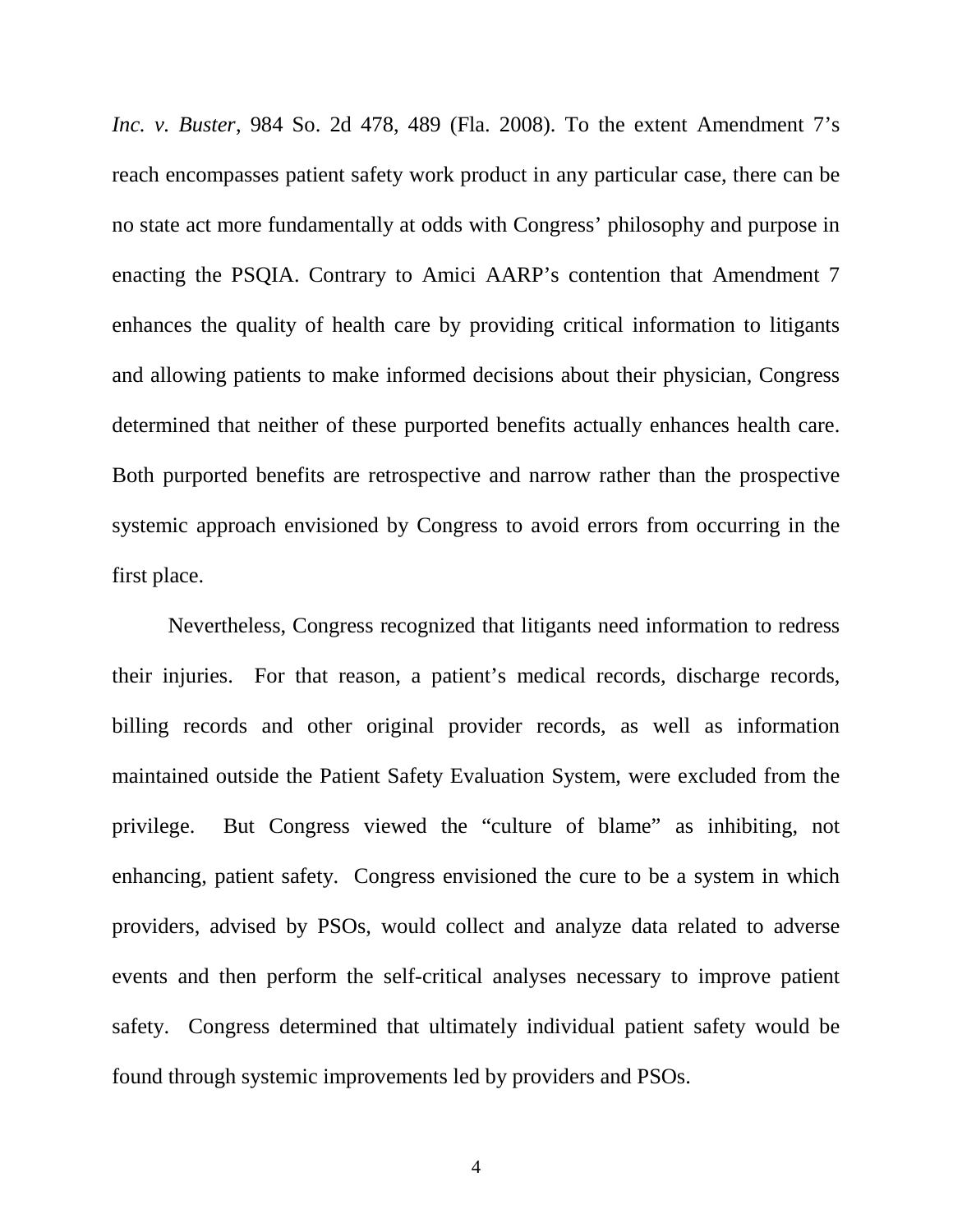*Inc. v. Buster*, 984 So. 2d 478, 489 (Fla. 2008). To the extent Amendment 7's reach encompasses patient safety work product in any particular case, there can be no state act more fundamentally at odds with Congress' philosophy and purpose in enacting the PSQIA. Contrary to Amici AARP's contention that Amendment 7 enhances the quality of health care by providing critical information to litigants and allowing patients to make informed decisions about their physician, Congress determined that neither of these purported benefits actually enhances health care. Both purported benefits are retrospective and narrow rather than the prospective systemic approach envisioned by Congress to avoid errors from occurring in the first place.

Nevertheless, Congress recognized that litigants need information to redress their injuries. For that reason, a patient's medical records, discharge records, billing records and other original provider records, as well as information maintained outside the Patient Safety Evaluation System, were excluded from the privilege. But Congress viewed the "culture of blame" as inhibiting, not enhancing, patient safety. Congress envisioned the cure to be a system in which providers, advised by PSOs, would collect and analyze data related to adverse events and then perform the self-critical analyses necessary to improve patient safety. Congress determined that ultimately individual patient safety would be found through systemic improvements led by providers and PSOs.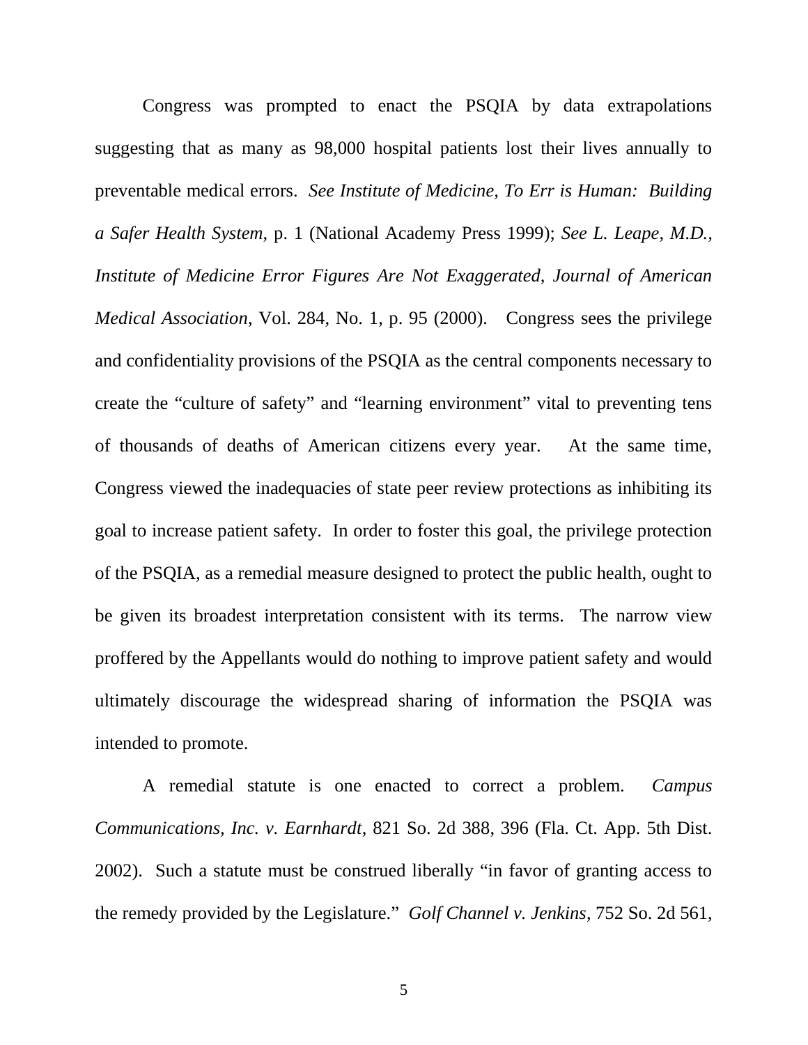Congress was prompted to enact the PSQIA by data extrapolations suggesting that as many as 98,000 hospital patients lost their lives annually to preventable medical errors. *See Institute of Medicine, To Err is Human: Building a Safer Health System*, p. 1 (National Academy Press 1999); *See L. Leape, M.D., Institute of Medicine Error Figures Are Not Exaggerated, Journal of American Medical Association*, Vol. 284, No. 1, p. 95 (2000). Congress sees the privilege and confidentiality provisions of the PSQIA as the central components necessary to create the "culture of safety" and "learning environment" vital to preventing tens of thousands of deaths of American citizens every year. At the same time, Congress viewed the inadequacies of state peer review protections as inhibiting its goal to increase patient safety. In order to foster this goal, the privilege protection of the PSQIA, as a remedial measure designed to protect the public health, ought to be given its broadest interpretation consistent with its terms. The narrow view proffered by the Appellants would do nothing to improve patient safety and would ultimately discourage the widespread sharing of information the PSQIA was intended to promote.

A remedial statute is one enacted to correct a problem. *Campus Communications, Inc. v. Earnhardt*, 821 So. 2d 388, 396 (Fla. Ct. App. 5th Dist. 2002). Such a statute must be construed liberally "in favor of granting access to the remedy provided by the Legislature." *Golf Channel v. Jenkins*, 752 So. 2d 561,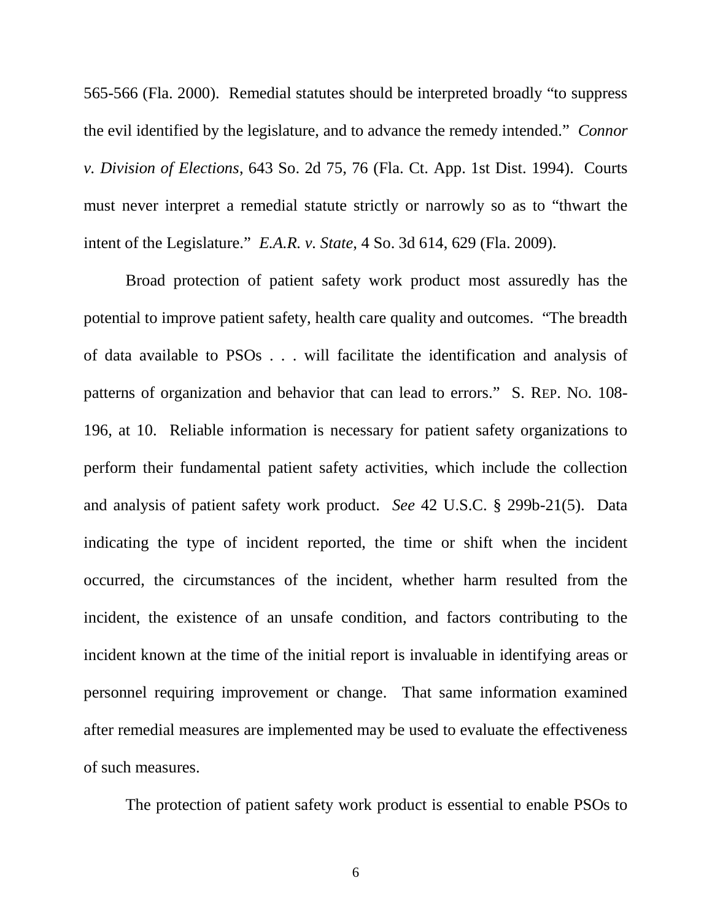565-566 (Fla. 2000). Remedial statutes should be interpreted broadly "to suppress the evil identified by the legislature, and to advance the remedy intended." *Connor v. Division of Elections*, 643 So. 2d 75, 76 (Fla. Ct. App. 1st Dist. 1994). Courts must never interpret a remedial statute strictly or narrowly so as to "thwart the intent of the Legislature." *E.A.R. v. State*, 4 So. 3d 614, 629 (Fla. 2009).

Broad protection of patient safety work product most assuredly has the potential to improve patient safety, health care quality and outcomes. "The breadth of data available to PSOs . . . will facilitate the identification and analysis of patterns of organization and behavior that can lead to errors." S. REP. NO. 108-196, at 10. Reliable information is necessary for patient safety organizations to perform their fundamental patient safety activities, which include the collection and analysis of patient safety work product. *See* 42 U.S.C. § 299b-21(5). Data indicating the type of incident reported, the time or shift when the incident occurred, the circumstances of the incident, whether harm resulted from the incident, the existence of an unsafe condition, and factors contributing to the incident known at the time of the initial report is invaluable in identifying areas or personnel requiring improvement or change. That same information examined after remedial measures are implemented may be used to evaluate the effectiveness of such measures.

The protection of patient safety work product is essential to enable PSOs to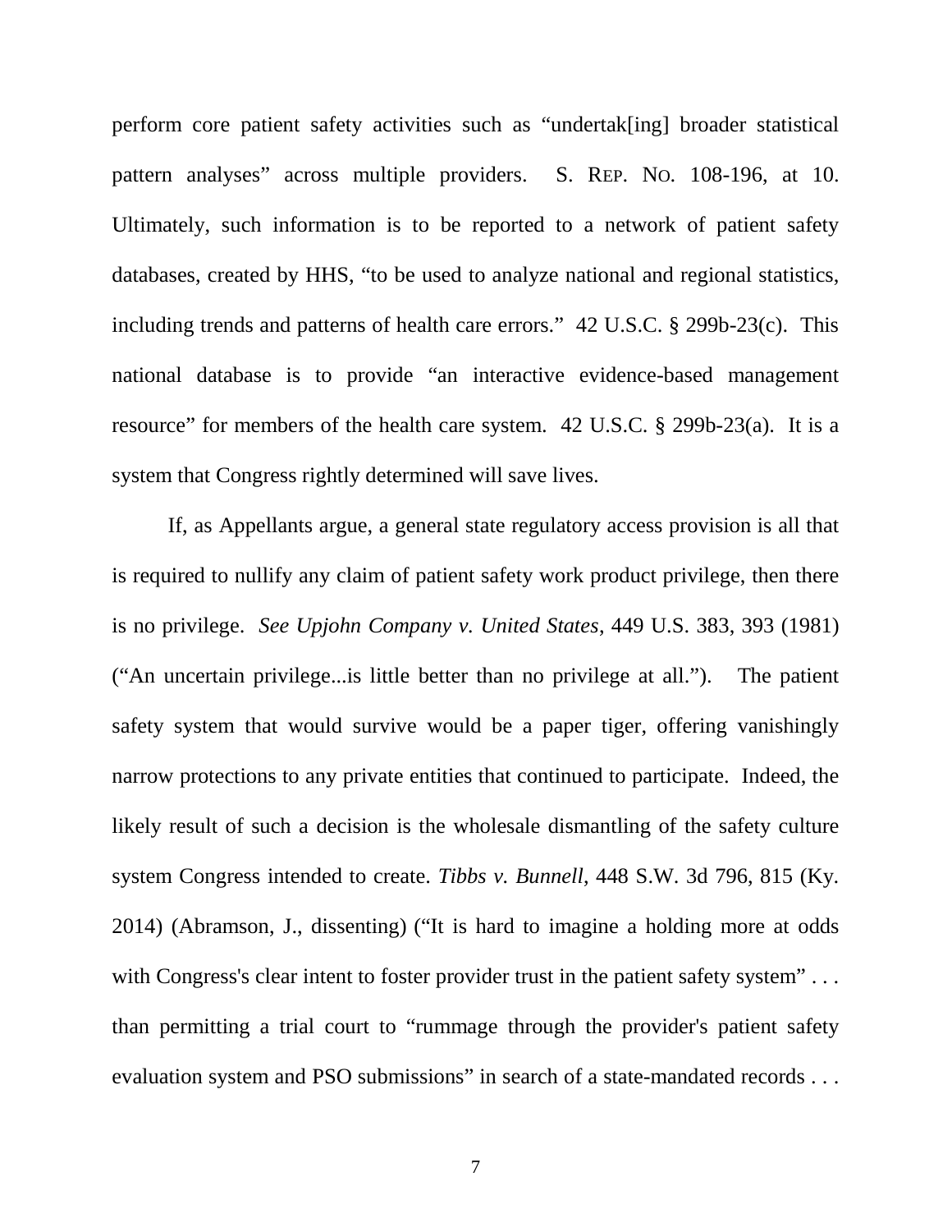perform core patient safety activities such as "undertak[ing] broader statistical pattern analyses" across multiple providers. S. REP. NO. 108-196, at 10. Ultimately, such information is to be reported to a network of patient safety databases, created by HHS, "to be used to analyze national and regional statistics, including trends and patterns of health care errors." 42 U.S.C. § 299b-23(c). This national database is to provide "an interactive evidence-based management resource" for members of the health care system. 42 U.S.C. § 299b-23(a). It is a system that Congress rightly determined will save lives.

If, as Appellants argue, a general state regulatory access provision is all that is required to nullify any claim of patient safety work product privilege, then there is no privilege. *See Upjohn Company v. United States*, 449 U.S. 383, 393 (1981) ("An uncertain privilege...is little better than no privilege at all."). The patient safety system that would survive would be a paper tiger, offering vanishingly narrow protections to any private entities that continued to participate. Indeed, the likely result of such a decision is the wholesale dismantling of the safety culture system Congress intended to create. *Tibbs v. Bunnell*, 448 S.W. 3d 796, 815 (Ky. 2014) (Abramson, J., dissenting) ("It is hard to imagine a holding more at odds with Congress's clear intent to foster provider trust in the patient safety system" . . . than permitting a trial court to "rummage through the provider's patient safety evaluation system and PSO submissions" in search of a state-mandated records . . .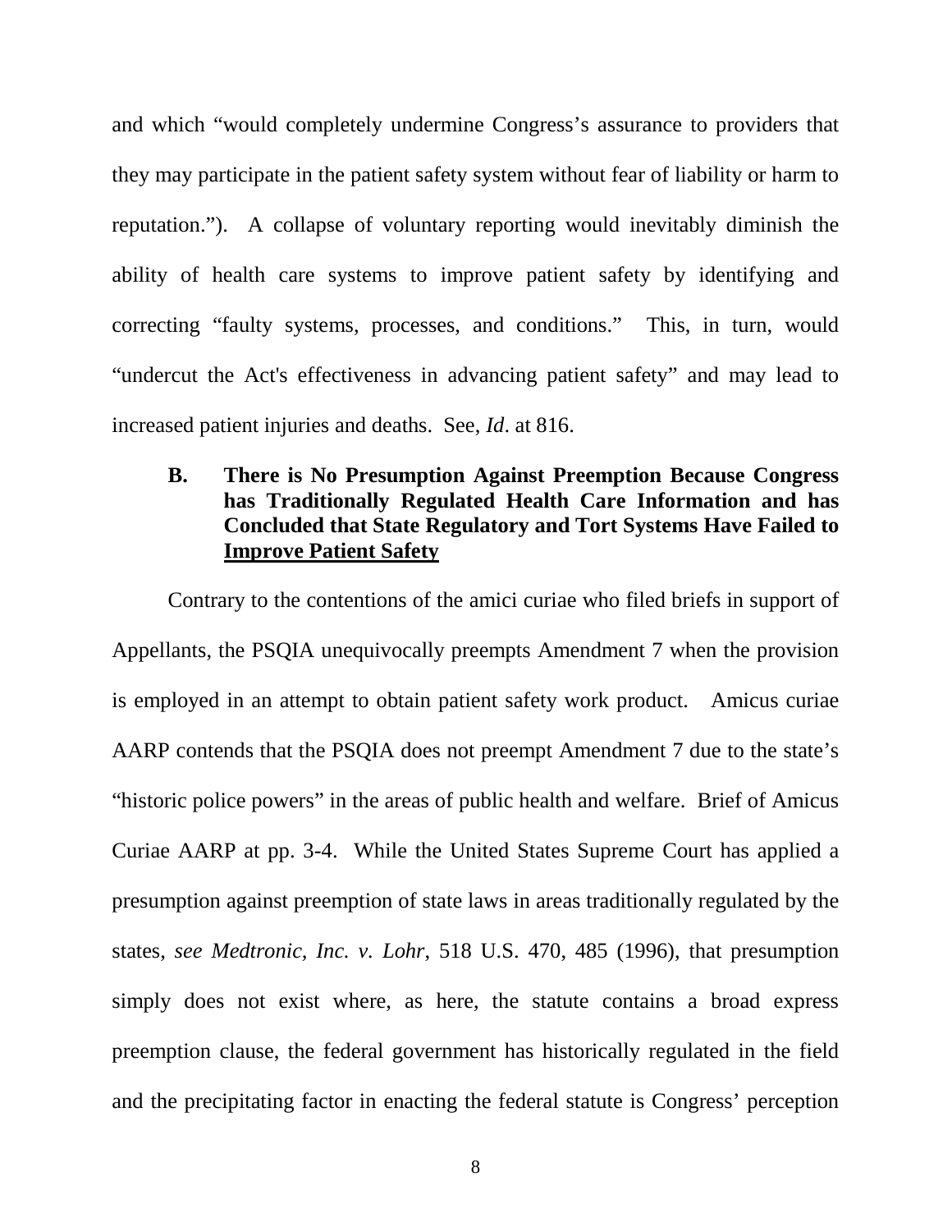and which "would completely undermine Congress's assurance to providers that they may participate in the patient safety system without fear of liability or harm to reputation."). A collapse of voluntary reporting would inevitably diminish the ability of health care systems to improve patient safety by identifying and correcting "faulty systems, processes, and conditions." This, in turn, would "undercut the Act's effectiveness in advancing patient safety" and may lead to increased patient injuries and deaths. See, *Id*. at 816.

### B. There is No Presumption Against Preemption Because Congress has Traditionally Regulated Health Care Information and has Concluded that State Regulatory and Tort Systems Have Failed to Improve Patient Safety

Contrary to the contentions of the amici curiae who filed briefs in support of Appellants, the PSQIA unequivocally preempts Amendment 7 when the provision is employed in an attempt to obtain patient safety work product. Amicus curiae AARP contends that the PSQIA does not preempt Amendment 7 due to the state's "historic police powers" in the areas of public health and welfare. Brief of Amicus Curiae AARP at pp. 3-4. While the United States Supreme Court has applied a presumption against preemption of state laws in areas traditionally regulated by the states, *see Medtronic, Inc. v. Lohr*, 518 U.S. 470, 485 (1996), that presumption simply does not exist where, as here, the statute contains a broad express preemption clause, the federal government has historically regulated in the field and the precipitating factor in enacting the federal statute is Congress' perception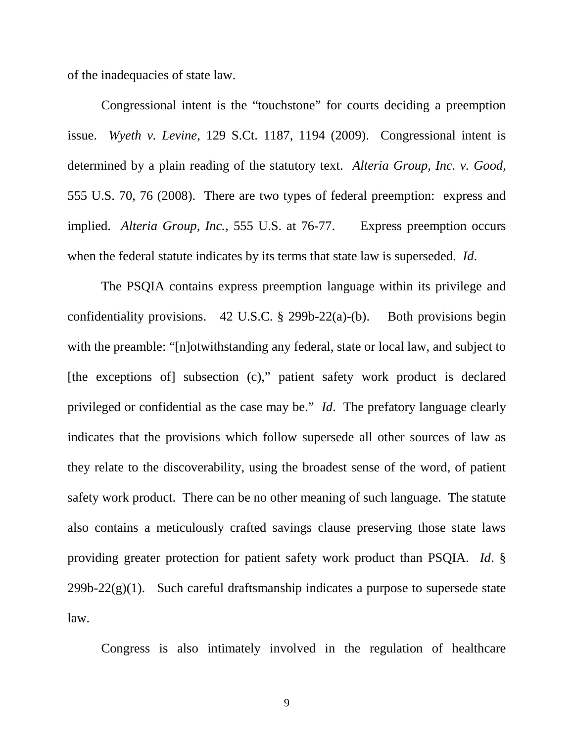of the inadequacies of state law.

Congressional intent is the "touchstone" for courts deciding a preemption issue. *Wyeth v. Levine*, 129 S.Ct. 1187, 1194 (2009). Congressional intent is determined by a plain reading of the statutory text. *Alteria Group, Inc. v. Good*, 555 U.S. 70, 76 (2008). There are two types of federal preemption: express and implied. *Alteria Group, Inc.*, 555 U.S. at 76-77. Express preemption occurs when the federal statute indicates by its terms that state law is superseded. *Id*.

The PSQIA contains express preemption language within its privilege and confidentiality provisions. 42 U.S.C. § 299b-22(a)-(b). Both provisions begin with the preamble: "[n]otwithstanding any federal, state or local law, and subject to [the exceptions of] subsection (c)," patient safety work product is declared privileged or confidential as the case may be." *Id*. The prefatory language clearly indicates that the provisions which follow supersede all other sources of law as they relate to the discoverability, using the broadest sense of the word, of patient safety work product. There can be no other meaning of such language. The statute also contains a meticulously crafted savings clause preserving those state laws providing greater protection for patient safety work product than PSQIA. *Id*. § 299b-22(g)(1). Such careful draftsmanship indicates a purpose to supersede state law.

Congress is also intimately involved in the regulation of healthcare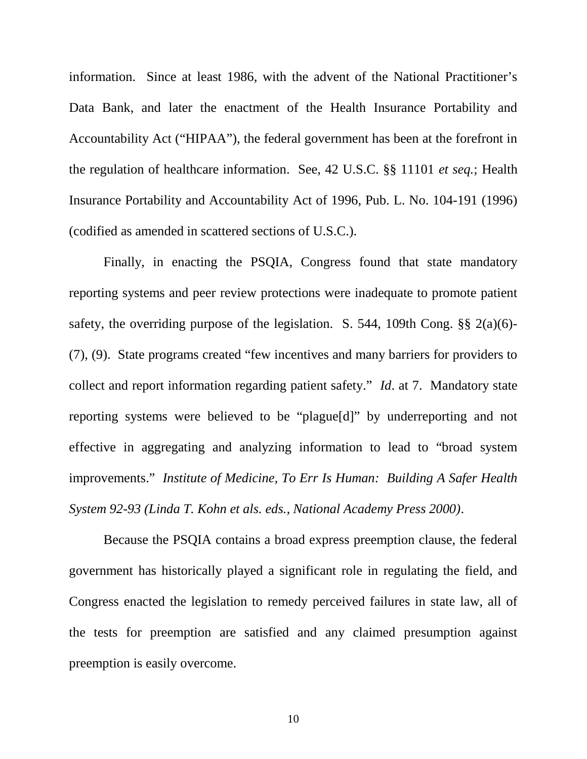information. Since at least 1986, with the advent of the National Practitioner's Data Bank, and later the enactment of the Health Insurance Portability and Accountability Act ("HIPAA"), the federal government has been at the forefront in the regulation of healthcare information. See, 42 U.S.C. §§ 11101 *et seq.*; Health Insurance Portability and Accountability Act of 1996, Pub. L. No. 104-191 (1996) (codified as amended in scattered sections of U.S.C.).

Finally, in enacting the PSQIA, Congress found that state mandatory reporting systems and peer review protections were inadequate to promote patient safety, the overriding purpose of the legislation. S. 544, 109th Cong. §§ 2(a)(6)-(7), (9). State programs created "few incentives and many barriers for providers to collect and report information regarding patient safety." *Id*. at 7. Mandatory state reporting systems were believed to be "plague[d]" by underreporting and not effective in aggregating and analyzing information to lead to "broad system improvements." *Institute of Medicine, To Err Is Human: Building A Safer Health System 92-93 (Linda T. Kohn et als. eds., National Academy Press 2000)*.

Because the PSQIA contains a broad express preemption clause, the federal government has historically played a significant role in regulating the field, and Congress enacted the legislation to remedy perceived failures in state law, all of the tests for preemption are satisfied and any claimed presumption against preemption is easily overcome.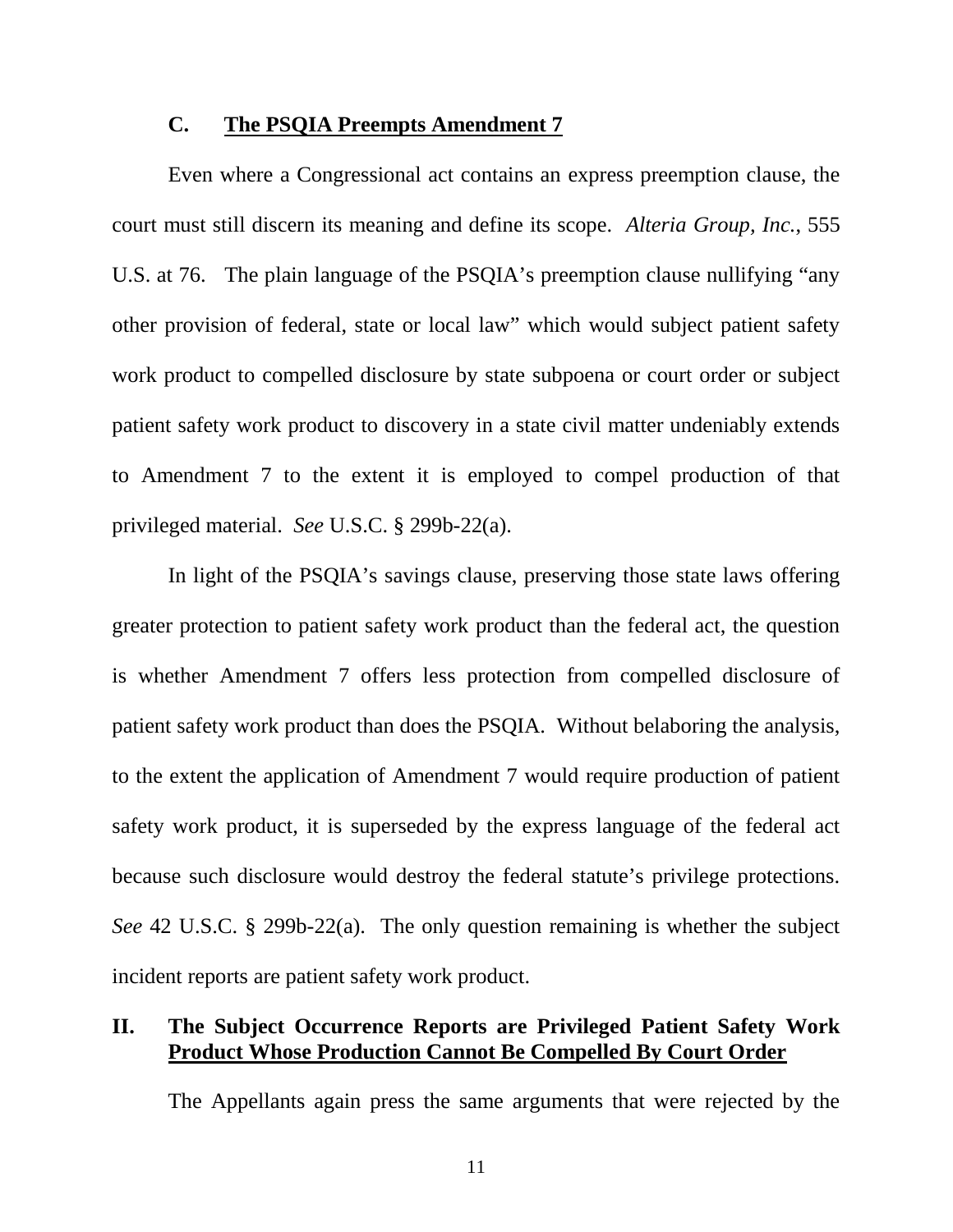### C. <u>The PSQIA Preempts Amendment 7</u>

Even where a Congressional act contains an express preemption clause, the court must still discern its meaning and define its scope. *Alteria Group, Inc.*, 555 U.S. at 76. The plain language of the PSQIA's preemption clause nullifying "any other provision of federal, state or local law" which would subject patient safety work product to compelled disclosure by state subpoena or court order or subject patient safety work product to discovery in a state civil matter undeniably extends to Amendment 7 to the extent it is employed to compel production of that privileged material. *See* U.S.C. § 299b-22(a).

In light of the PSQIA's savings clause, preserving those state laws offering greater protection to patient safety work product than the federal act, the question is whether Amendment 7 offers less protection from compelled disclosure of patient safety work product than does the PSQIA. Without belaboring the analysis, to the extent the application of Amendment 7 would require production of patient safety work product, it is superseded by the express language of the federal act because such disclosure would destroy the federal statute's privilege protections. *See* 42 U.S.C. § 299b-22(a). The only question remaining is whether the subject incident reports are patient safety work product.

## II. The Subject Occurrence Reports are Privileged Patient Safety Work <u>Product Whose Production Cannot Be Compelled By Court Order</u>

The Appellants again press the same arguments that were rejected by the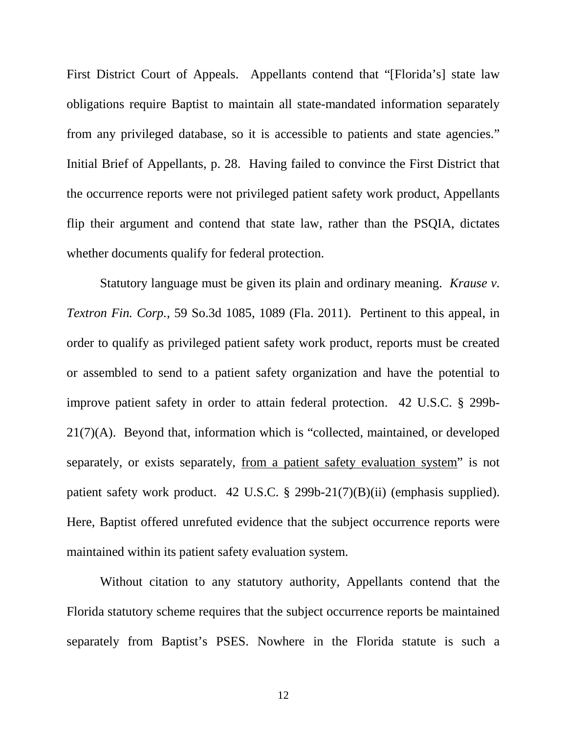First District Court of Appeals. Appellants contend that "[Florida's] state law obligations require Baptist to maintain all state-mandated information separately from any privileged database, so it is accessible to patients and state agencies." Initial Brief of Appellants, p. 28. Having failed to convince the First District that the occurrence reports were not privileged patient safety work product, Appellants flip their argument and contend that state law, rather than the PSQIA, dictates whether documents qualify for federal protection.

Statutory language must be given its plain and ordinary meaning. *Krause v. Textron Fin. Corp.*, 59 So.3d 1085, 1089 (Fla. 2011). Pertinent to this appeal, in order to qualify as privileged patient safety work product, reports must be created or assembled to send to a patient safety organization and have the potential to improve patient safety in order to attain federal protection. 42 U.S.C. § 299b-21(7)(A). Beyond that, information which is "collected, maintained, or developed separately, or exists separately, <u>from a patient safety evaluation system</u>" is not patient safety work product. 42 U.S.C. § 299b-21(7)(B)(ii) (emphasis supplied). Here, Baptist offered unrefuted evidence that the subject occurrence reports were maintained within its patient safety evaluation system.

Without citation to any statutory authority, Appellants contend that the Florida statutory scheme requires that the subject occurrence reports be maintained separately from Baptist's PSES. Nowhere in the Florida statute is such a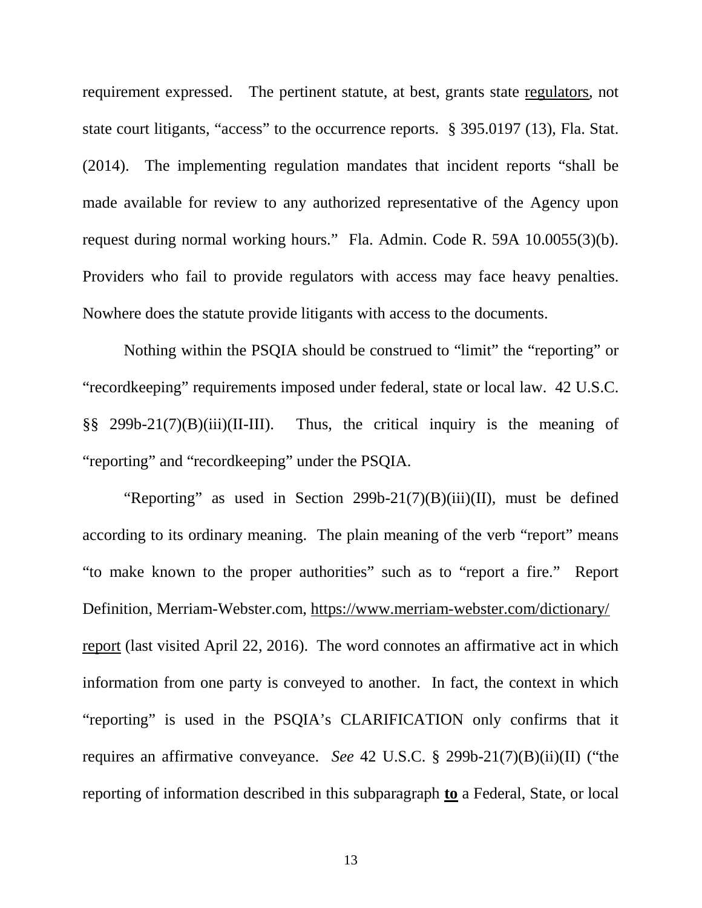requirement expressed. The pertinent statute, at best, grants state regulators, not state court litigants, "access" to the occurrence reports. § 395.0197 (13), Fla. Stat. (2014). The implementing regulation mandates that incident reports "shall be made available for review to any authorized representative of the Agency upon request during normal working hours." Fla. Admin. Code R. 59A 10.0055(3)(b). Providers who fail to provide regulators with access may face heavy penalties. Nowhere does the statute provide litigants with access to the documents.

Nothing within the PSQIA should be construed to "limit" the "reporting" or "recordkeeping" requirements imposed under federal, state or local law. 42 U.S.C. §§ 299b-21(7)(B)(iii)(II-III). Thus, the critical inquiry is the meaning of "reporting" and "recordkeeping" under the PSQIA.

"Reporting" as used in Section 299b-21(7)(B)(iii)(II), must be defined according to its ordinary meaning. The plain meaning of the verb "report" means "to make known to the proper authorities" such as to "report a fire." Report Definition, Merriam-Webster.com, https://www.merriam-webster.com/dictionary/report (last visited April 22, 2016). The word connotes an affirmative act in which information from one party is conveyed to another. In fact, the context in which "reporting" is used in the PSQIA's CLARIFICATION only confirms that it requires an affirmative conveyance. *See* 42 U.S.C. § 299b-21(7)(B)(ii)(II) ("the reporting of information described in this subparagraph **to** a Federal, State, or local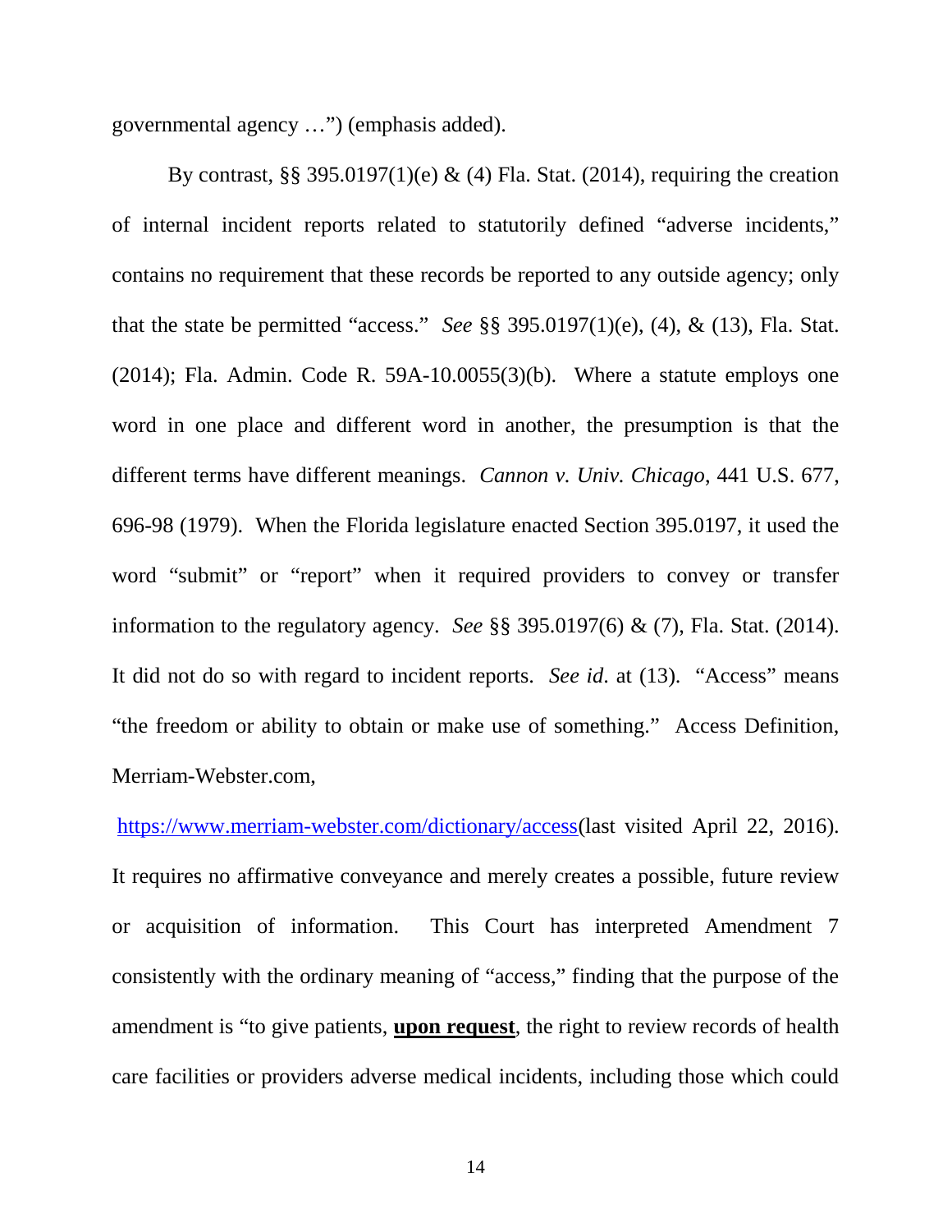governmental agency …") (emphasis added).

By contrast, §§ 395.0197(1)(e) & (4) Fla. Stat. (2014), requiring the creation of internal incident reports related to statutorily defined "adverse incidents," contains no requirement that these records be reported to any outside agency; only that the state be permitted "access." *See* §§ 395.0197(1)(e), (4), & (13), Fla. Stat. (2014); Fla. Admin. Code R. 59A-10.0055(3)(b). Where a statute employs one word in one place and different word in another, the presumption is that the different terms have different meanings. *Cannon v. Univ. Chicago*, 441 U.S. 677, 696-98 (1979). When the Florida legislature enacted Section 395.0197, it used the word "submit" or "report" when it required providers to convey or transfer information to the regulatory agency. *See* §§ 395.0197(6) & (7), Fla. Stat. (2014). It did not do so with regard to incident reports. *See id*. at (13). "Access" means "the freedom or ability to obtain or make use of something." Access Definition, Merriam-Webster.com,

https://www.merriam-webster.com/dictionary/access(last visited April 22, 2016). It requires no affirmative conveyance and merely creates a possible, future review or acquisition of information. This Court has interpreted Amendment 7 consistently with the ordinary meaning of "access," finding that the purpose of the amendment is "to give patients, **upon request**, the right to review records of health care facilities or providers adverse medical incidents, including those which could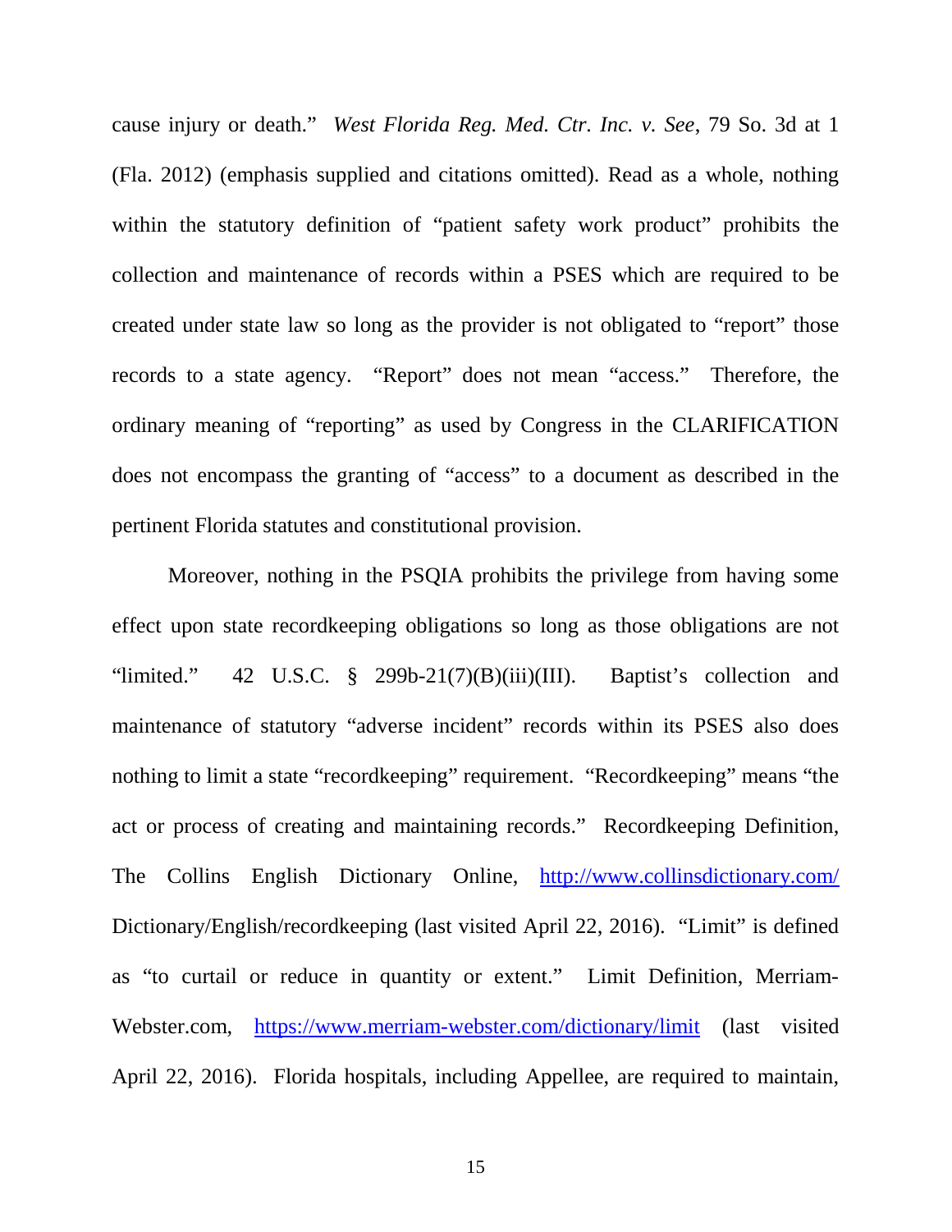cause injury or death." *West Florida Reg. Med. Ctr. Inc. v. See*, 79 So. 3d at 1 (Fla. 2012) (emphasis supplied and citations omitted). Read as a whole, nothing within the statutory definition of "patient safety work product" prohibits the collection and maintenance of records within a PSES which are required to be created under state law so long as the provider is not obligated to "report" those records to a state agency. "Report" does not mean "access." Therefore, the ordinary meaning of "reporting" as used by Congress in the CLARIFICATION does not encompass the granting of "access" to a document as described in the pertinent Florida statutes and constitutional provision.

Moreover, nothing in the PSQIA prohibits the privilege from having some effect upon state recordkeeping obligations so long as those obligations are not "limited." 42 U.S.C. § 299b-21(7)(B)(iii)(III). Baptist's collection and maintenance of statutory "adverse incident" records within its PSES also does nothing to limit a state "recordkeeping" requirement. "Recordkeeping" means "the act or process of creating and maintaining records." Recordkeeping Definition, The Collins English Dictionary Online, http://www.collinsdictionary.com/Dictionary/English/recordkeeping (last visited April 22, 2016). "Limit" is defined as "to curtail or reduce in quantity or extent." Limit Definition, Merriam-Webster.com, https://www.merriam-webster.com/dictionary/limit (last visited April 22, 2016). Florida hospitals, including Appellee, are required to maintain,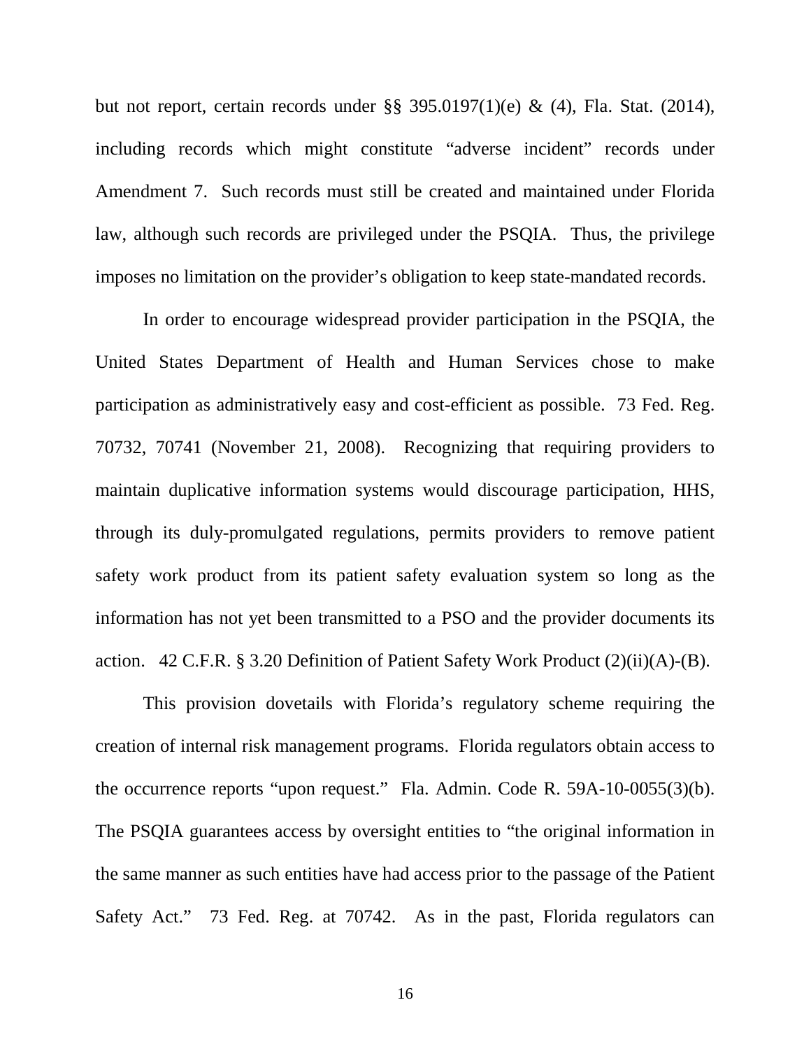but not report, certain records under §§ 395.0197(1)(e) & (4), Fla. Stat. (2014), including records which might constitute "adverse incident" records under Amendment 7. Such records must still be created and maintained under Florida law, although such records are privileged under the PSQIA. Thus, the privilege imposes no limitation on the provider's obligation to keep state-mandated records.

In order to encourage widespread provider participation in the PSQIA, the United States Department of Health and Human Services chose to make participation as administratively easy and cost-efficient as possible. 73 Fed. Reg. 70732, 70741 (November 21, 2008). Recognizing that requiring providers to maintain duplicative information systems would discourage participation, HHS, through its duly-promulgated regulations, permits providers to remove patient safety work product from its patient safety evaluation system so long as the information has not yet been transmitted to a PSO and the provider documents its action. 42 C.F.R. § 3.20 Definition of Patient Safety Work Product (2)(ii)(A)-(B).

This provision dovetails with Florida's regulatory scheme requiring the creation of internal risk management programs. Florida regulators obtain access to the occurrence reports "upon request." Fla. Admin. Code R. 59A-10-0055(3)(b). The PSQIA guarantees access by oversight entities to "the original information in the same manner as such entities have had access prior to the passage of the Patient Safety Act." 73 Fed. Reg. at 70742. As in the past, Florida regulators can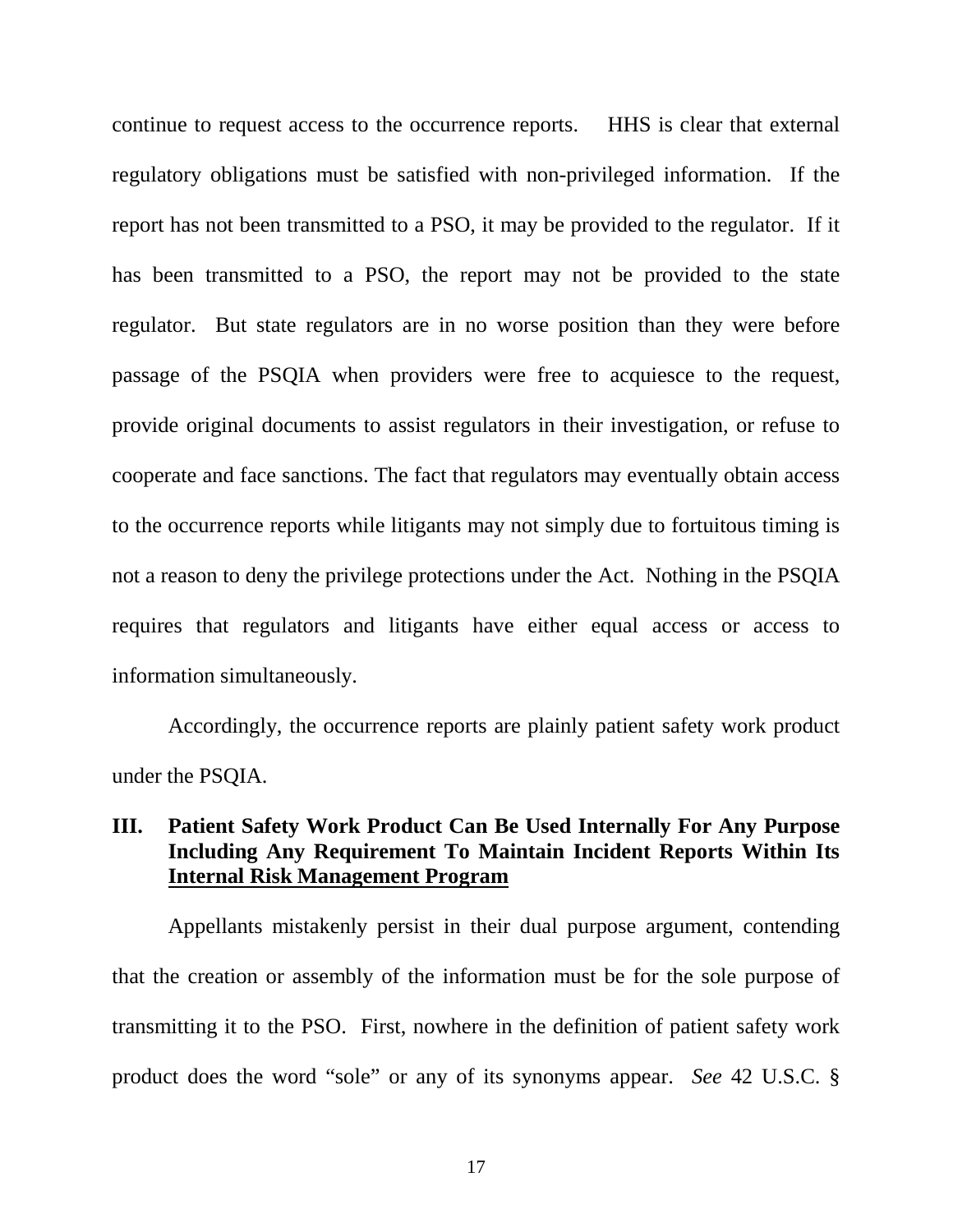continue to request access to the occurrence reports. HHS is clear that external regulatory obligations must be satisfied with non-privileged information. If the report has not been transmitted to a PSO, it may be provided to the regulator. If it has been transmitted to a PSO, the report may not be provided to the state regulator. But state regulators are in no worse position than they were before passage of the PSQIA when providers were free to acquiesce to the request, provide original documents to assist regulators in their investigation, or refuse to cooperate and face sanctions. The fact that regulators may eventually obtain access to the occurrence reports while litigants may not simply due to fortuitous timing is not a reason to deny the privilege protections under the Act. Nothing in the PSQIA requires that regulators and litigants have either equal access or access to information simultaneously.

Accordingly, the occurrence reports are plainly patient safety work product under the PSQIA.

## III. Patient Safety Work Product Can Be Used Internally For Any Purpose Including Any Requirement To Maintain Incident Reports Within Its Internal Risk Management Program

Appellants mistakenly persist in their dual purpose argument, contending that the creation or assembly of the information must be for the sole purpose of transmitting it to the PSO. First, nowhere in the definition of patient safety work product does the word "sole" or any of its synonyms appear. *See* 42 U.S.C. §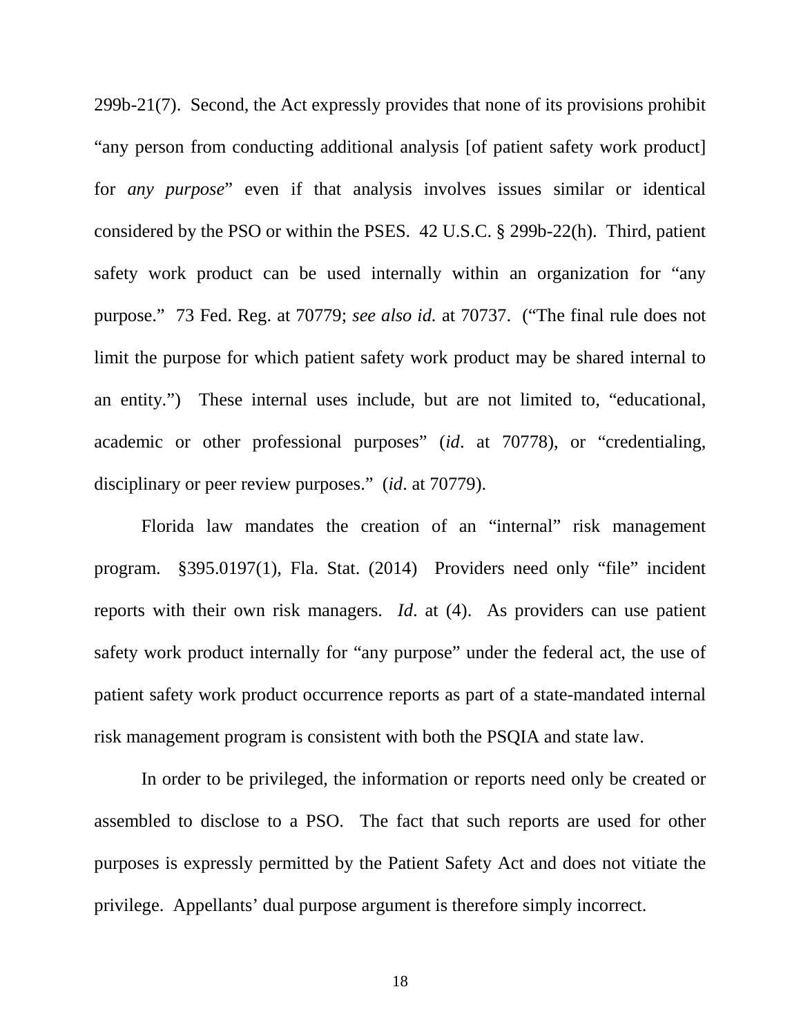299b-21(7). Second, the Act expressly provides that none of its provisions prohibit "any person from conducting additional analysis [of patient safety work product] for *any purpose*" even if that analysis involves issues similar or identical considered by the PSO or within the PSES. 42 U.S.C. § 299b-22(h). Third, patient safety work product can be used internally within an organization for "any purpose." 73 Fed. Reg. at 70779; *see also id.* at 70737. ("The final rule does not limit the purpose for which patient safety work product may be shared internal to an entity.") These internal uses include, but are not limited to, "educational, academic or other professional purposes" (*id*. at 70778), or "credentialing, disciplinary or peer review purposes." (*id*. at 70779).

Florida law mandates the creation of an "internal" risk management program. §395.0197(1), Fla. Stat. (2014) Providers need only "file" incident reports with their own risk managers. *Id*. at (4). As providers can use patient safety work product internally for "any purpose" under the federal act, the use of patient safety work product occurrence reports as part of a state-mandated internal risk management program is consistent with both the PSQIA and state law.

In order to be privileged, the information or reports need only be created or assembled to disclose to a PSO. The fact that such reports are used for other purposes is expressly permitted by the Patient Safety Act and does not vitiate the privilege. Appellants' dual purpose argument is therefore simply incorrect.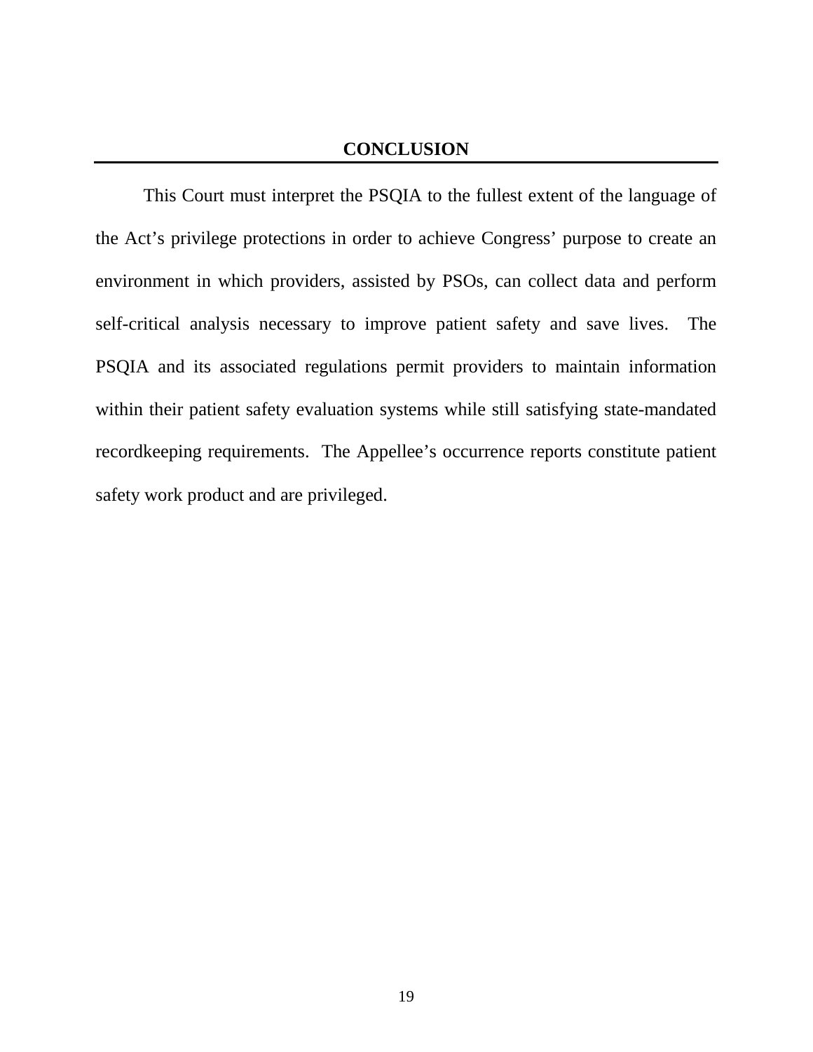## CONCLUSION

This Court must interpret the PSQIA to the fullest extent of the language of the Act’s privilege protections in order to achieve Congress’ purpose to create an environment in which providers, assisted by PSOs, can collect data and perform self-critical analysis necessary to improve patient safety and save lives. The PSQIA and its associated regulations permit providers to maintain information within their patient safety evaluation systems while still satisfying state-mandated recordkeeping requirements. The Appellee’s occurrence reports constitute patient safety work product and are privileged.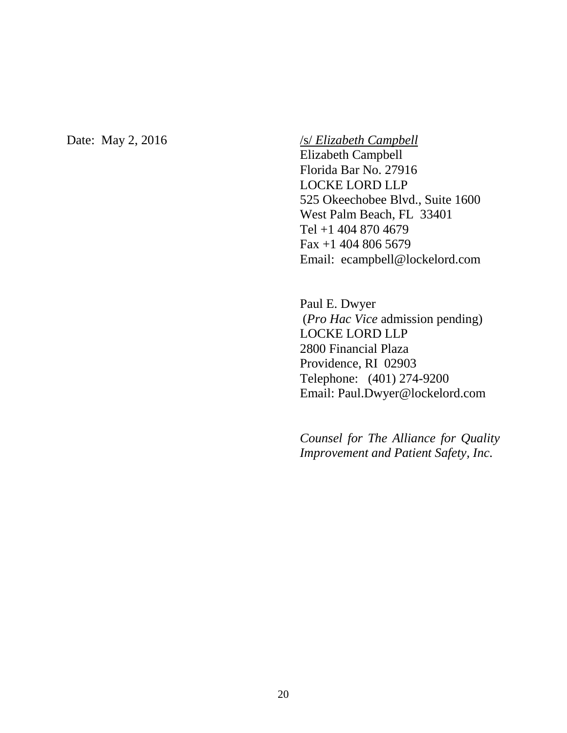Date: May 2, 2016

/s/ *Elizabeth Campbell*
Elizabeth Campbell
Florida Bar No. 27916
LOCKE LORD LLP
525 Okeechobee Blvd., Suite 1600
West Palm Beach, FL 33401
Tel +1 404 870 4679
Fax +1 404 806 5679
Email: ecampbell@lockelord.com

Paul E. Dwyer
(*Pro Hac Vice* admission pending)
LOCKE LORD LLP
2800 Financial Plaza
Providence, RI 02903
Telephone: (401) 274-9200
Email: Paul.Dwyer@lockelord.com

*Counsel for The Alliance for Quality Improvement and Patient Safety, Inc.*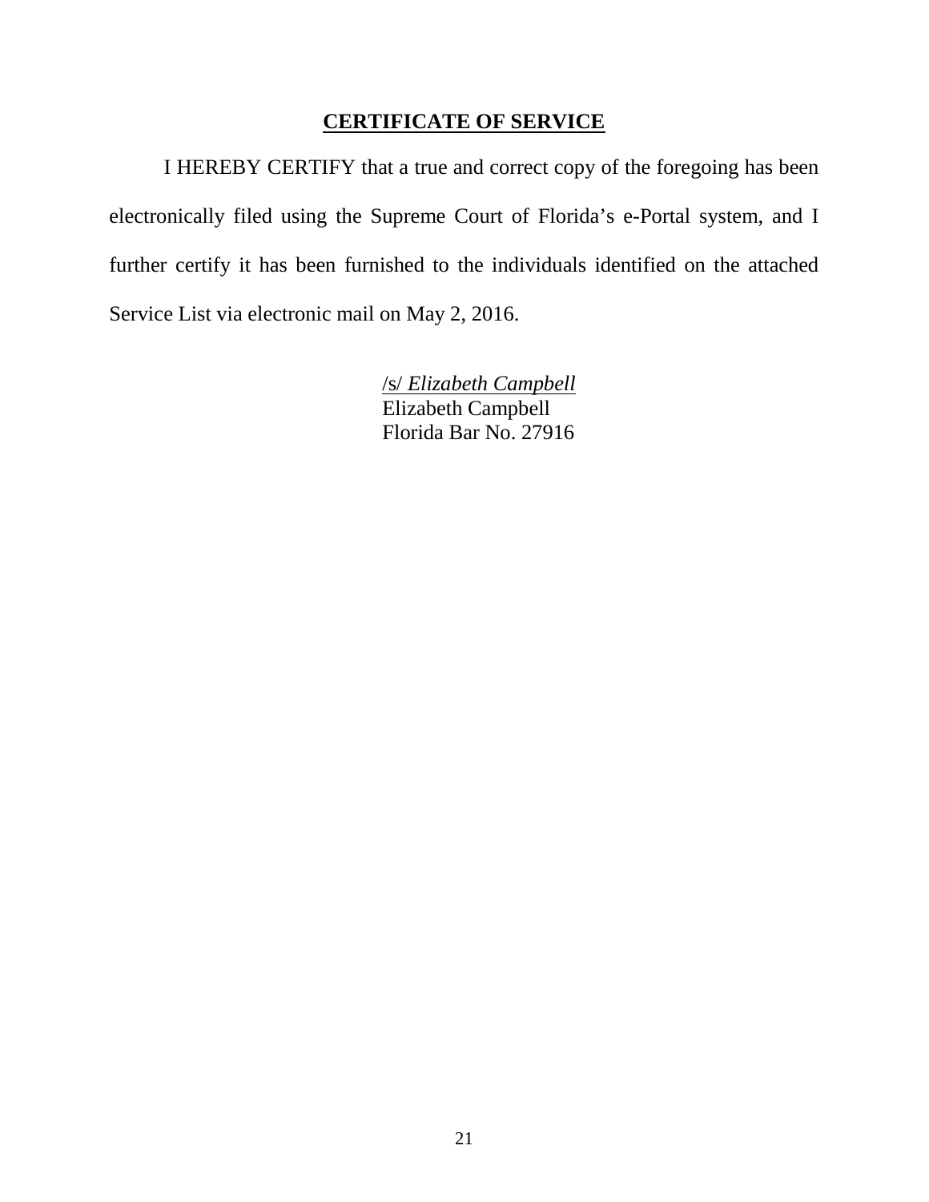## CERTIFICATE OF SERVICE

I HEREBY CERTIFY that a true and correct copy of the foregoing has been electronically filed using the Supreme Court of Florida's e-Portal system, and I further certify it has been furnished to the individuals identified on the attached Service List via electronic mail on May 2, 2016.

/s/ *Elizabeth Campbell*
Elizabeth Campbell
Florida Bar No. 27916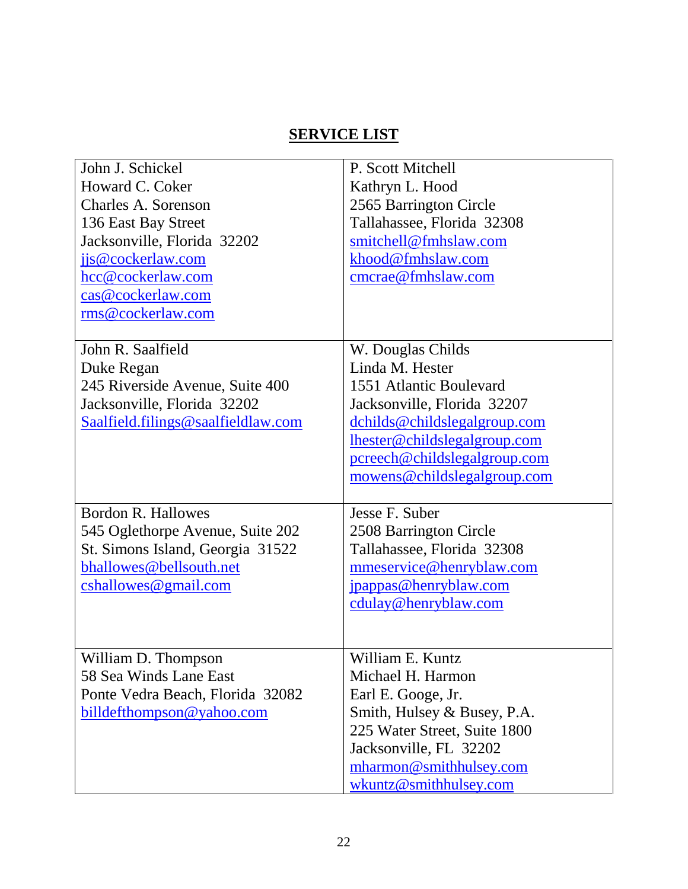## SERVICE LIST

| | |
|---|---|
| John J. Schickel<br>Howard C. Coker<br>Charles A. Sorenson<br>136 East Bay Street<br>Jacksonville, Florida 32202<br>jjs@cockerlaw.com<br>hcc@cockerlaw.com<br>cas@cockerlaw.com<br>rms@cockerlaw.com | P. Scott Mitchell<br>Kathryn L. Hood<br>2565 Barrington Circle<br>Tallahassee, Florida 32308<br>smitchell@fmhslaw.com<br>khood@fmhslaw.com<br>cmcrae@fmhslaw.com |
| John R. Saalfield<br>Duke Regan<br>245 Riverside Avenue, Suite 400<br>Jacksonville, Florida 32202<br>Saalfield.filings@saalfieldlaw.com | W. Douglas Childs<br>Linda M. Hester<br>1551 Atlantic Boulevard<br>Jacksonville, Florida 32207<br>dchilds@childslegalgroup.com<br>lhester@childslegalgroup.com<br>pcreech@childslegalgroup.com<br>mowens@childslegalgroup.com |
| Bordon R. Hallowes<br>545 Oglethorpe Avenue, Suite 202<br>St. Simons Island, Georgia 31522<br>bhallowes@bellsouth.net<br>cshallowes@gmail.com | Jesse F. Suber<br>2508 Barrington Circle<br>Tallahassee, Florida 32308<br>mmeservice@henryblaw.com<br>jpappas@henryblaw.com<br>cdulay@henryblaw.com |
| William D. Thompson<br>58 Sea Winds Lane East<br>Ponte Vedra Beach, Florida 32082<br>billdefthompson@yahoo.com | William E. Kuntz<br>Michael H. Harmon<br>Earl E. Googe, Jr.<br>Smith, Hulsey & Busey, P.A.<br>225 Water Street, Suite 1800<br>Jacksonville, FL 32202<br>mharmon@smithhulsey.com<br>wkuntz@smithhulsey.com |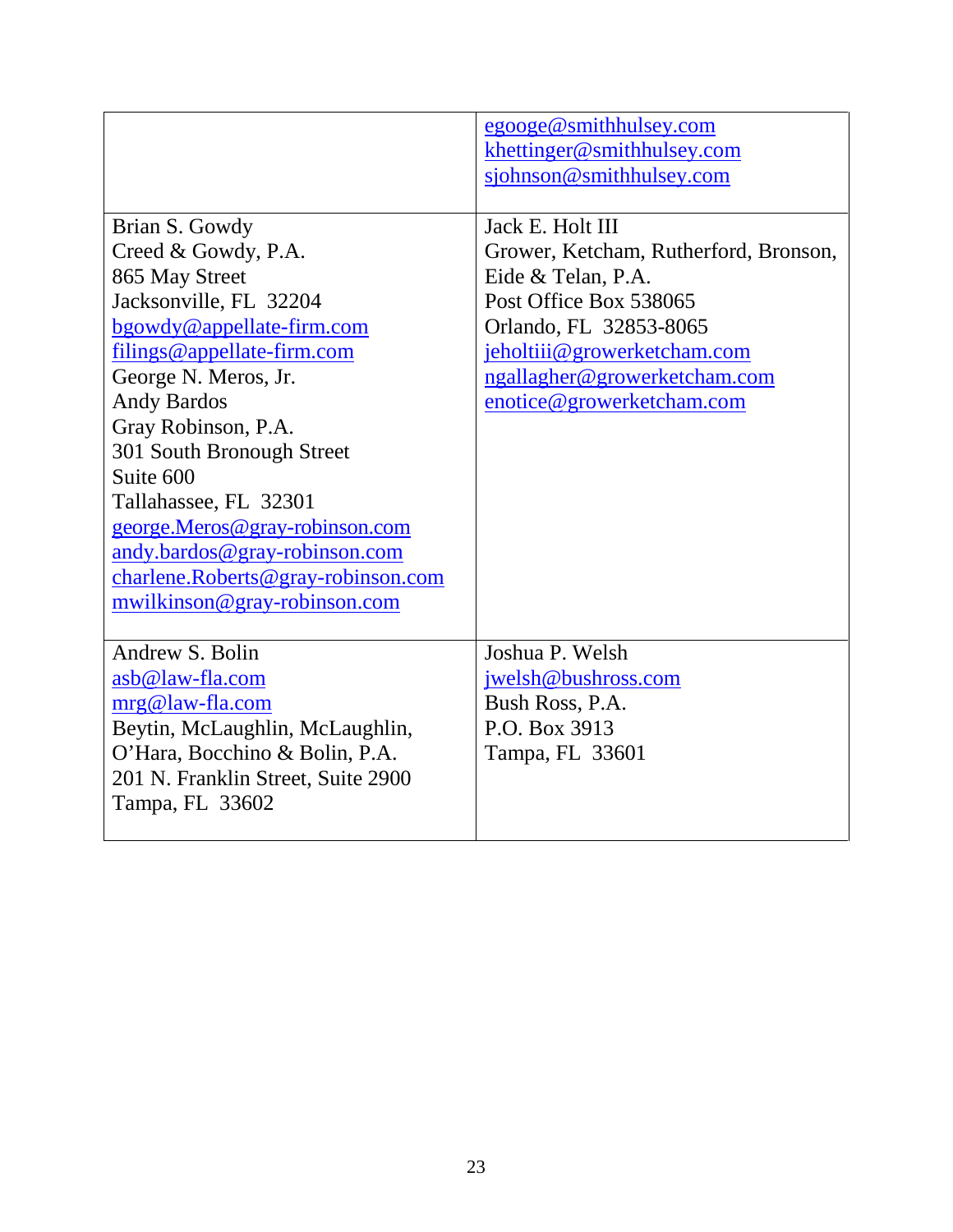| | |
|---|---|
| | egooge@smithhulsey.com<br>khettinger@smithhulsey.com<br>sjohnson@smithhulsey.com |
| Brian S. Gowdy<br>Creed & Gowdy, P.A.<br>865 May Street<br>Jacksonville, FL 32204<br>bgowdy@appellate-firm.com<br>filings@appellate-firm.com<br>George N. Meros, Jr.<br>Andy Bardos<br>Gray Robinson, P.A.<br>301 South Bronough Street<br>Suite 600<br>Tallahassee, FL 32301<br>george.Meros@gray-robinson.com<br>andy.bardos@gray-robinson.com<br>charlene.Roberts@gray-robinson.com<br>mwilkinson@gray-robinson.com | Jack E. Holt III<br>Grower, Ketcham, Rutherford, Bronson, Eide & Telan, P.A.<br>Post Office Box 538065<br>Orlando, FL 32853-8065<br>jeholtiii@growerketcham.com<br>ngallagher@growerketcham.com<br>enotice@growerketcham.com |
| Andrew S. Bolin<br>asb@law-fla.com<br>mrg@law-fla.com<br>Beytin, McLaughlin, McLaughlin, O'Hara, Bocchino & Bolin, P.A.<br>201 N. Franklin Street, Suite 2900<br>Tampa, FL 33602 | Joshua P. Welsh<br>jwelsh@bushross.com<br>Bush Ross, P.A.<br>P.O. Box 3913<br>Tampa, FL 33601 |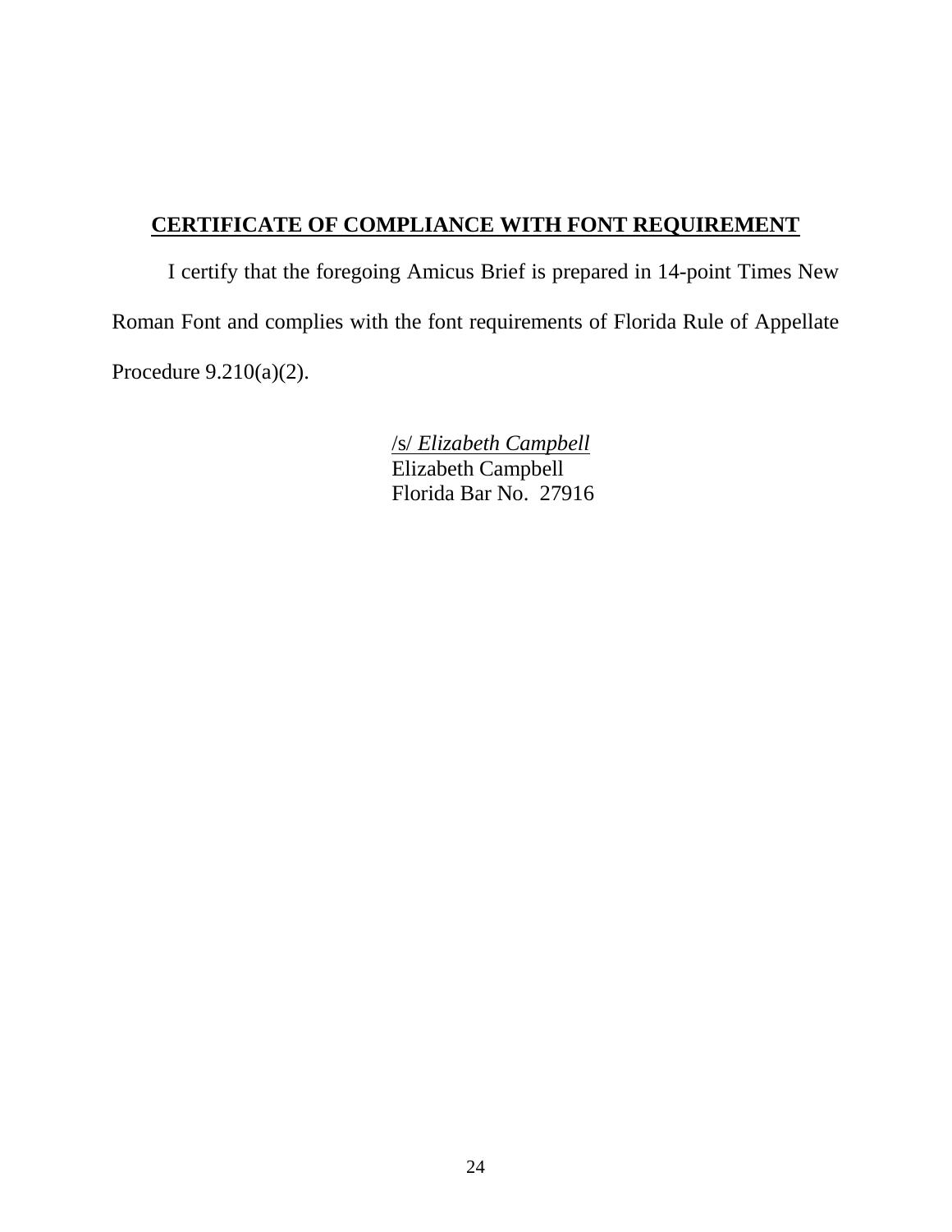## CERTIFICATE OF COMPLIANCE WITH FONT REQUIREMENT

I certify that the foregoing Amicus Brief is prepared in 14-point Times New Roman Font and complies with the font requirements of Florida Rule of Appellate Procedure 9.210(a)(2).

/s/ *Elizabeth Campbell*
Elizabeth Campbell
Florida Bar No. 27916